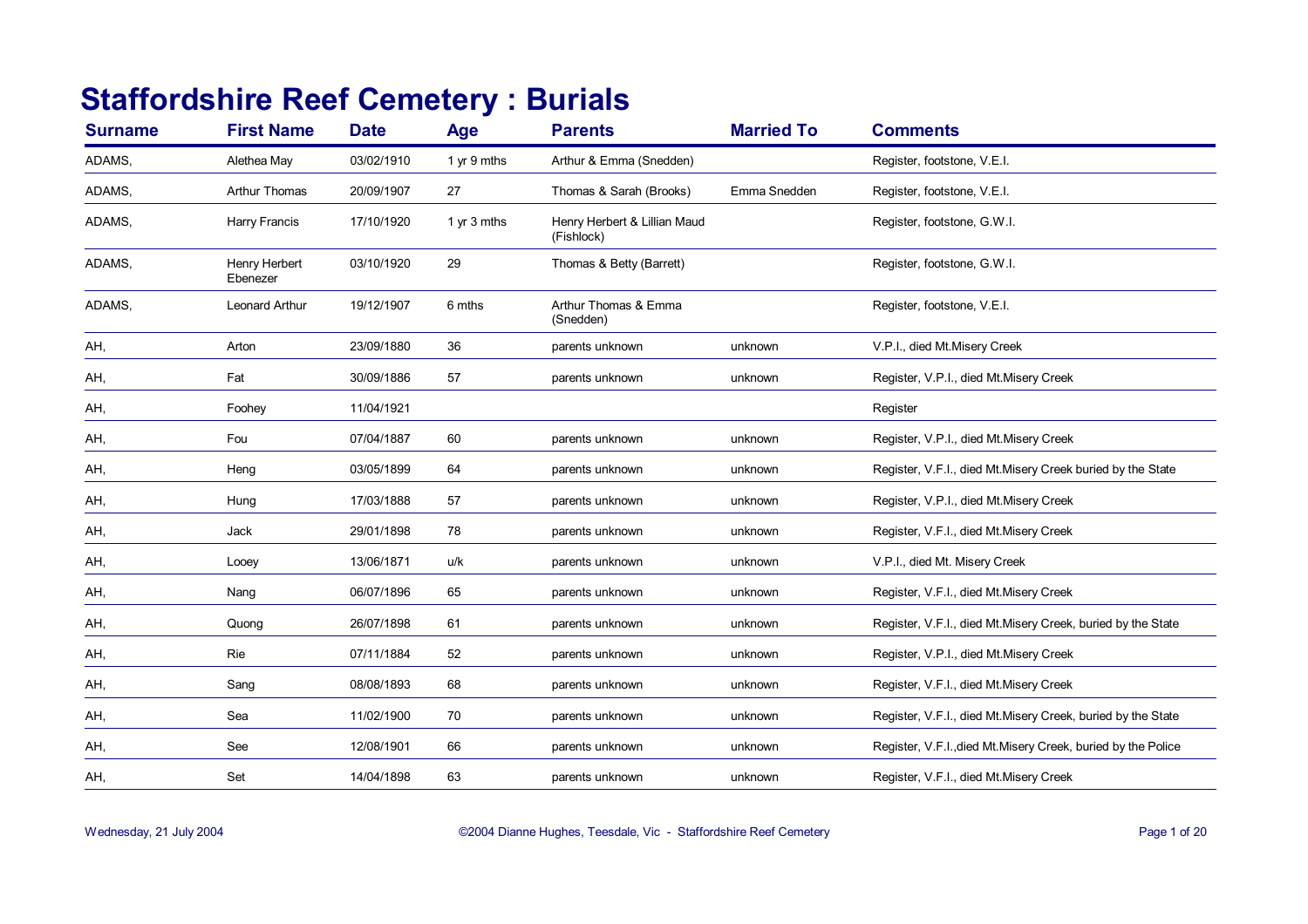# Staffordshire Reef Cemetery : Burials

| Surname | First Name | Date | Age | Parents | Married To | Comments |
|---|---|---|---|---|---|---|
| ADAMS, | Alethea May | 03/02/1910 | 1 yr 9 mths | Arthur & Emma (Snedden) | | Register, footstone, V.E.I. |
| ADAMS, | Arthur Thomas | 20/09/1907 | 27 | Thomas & Sarah (Brooks) | Emma Snedden | Register, footstone, V.E.I. |
| ADAMS, | Harry Francis | 17/10/1920 | 1 yr 3 mths | Henry Herbert & Lillian Maud (Fishlock) | | Register, footstone, G.W.I. |
| ADAMS, | Henry Herbert Ebenezer | 03/10/1920 | 29 | Thomas & Betty (Barrett) | | Register, footstone, G.W.I. |
| ADAMS, | Leonard Arthur | 19/12/1907 | 6 mths | Arthur Thomas & Emma (Snedden) | | Register, footstone, V.E.I. |
| AH, | Arton | 23/09/1880 | 36 | parents unknown | unknown | V.P.I., died Mt.Misery Creek |
| AH, | Fat | 30/09/1886 | 57 | parents unknown | unknown | Register, V.P.I., died Mt.Misery Creek |
| AH, | Foohey | 11/04/1921 | | | | Register |
| AH, | Fou | 07/04/1887 | 60 | parents unknown | unknown | Register, V.P.I., died Mt.Misery Creek |
| AH, | Heng | 03/05/1899 | 64 | parents unknown | unknown | Register, V.F.I., died Mt.Misery Creek buried by the State |
| AH, | Hung | 17/03/1888 | 57 | parents unknown | unknown | Register, V.P.I., died Mt.Misery Creek |
| AH, | Jack | 29/01/1898 | 78 | parents unknown | unknown | Register, V.F.I., died Mt.Misery Creek |
| AH, | Looey | 13/06/1871 | u/k | parents unknown | unknown | V.P.I., died Mt. Misery Creek |
| AH, | Nang | 06/07/1896 | 65 | parents unknown | unknown | Register, V.F.I., died Mt.Misery Creek |
| AH, | Quong | 26/07/1898 | 61 | parents unknown | unknown | Register, V.F.I., died Mt.Misery Creek, buried by the State |
| AH, | Rie | 07/11/1884 | 52 | parents unknown | unknown | Register, V.P.I., died Mt.Misery Creek |
| AH, | Sang | 08/08/1893 | 68 | parents unknown | unknown | Register, V.F.I., died Mt.Misery Creek |
| AH, | Sea | 11/02/1900 | 70 | parents unknown | unknown | Register, V.F.I., died Mt.Misery Creek, buried by the State |
| AH, | See | 12/08/1901 | 66 | parents unknown | unknown | Register, V.F.I.,died Mt.Misery Creek, buried by the Police |
| AH, | Set | 14/04/1898 | 63 | parents unknown | unknown | Register, V.F.I., died Mt.Misery Creek |

Wednesday, 21 July 2004 ©2004 Dianne Hughes, Teesdale, Vic - Staffordshire Reef Cemetery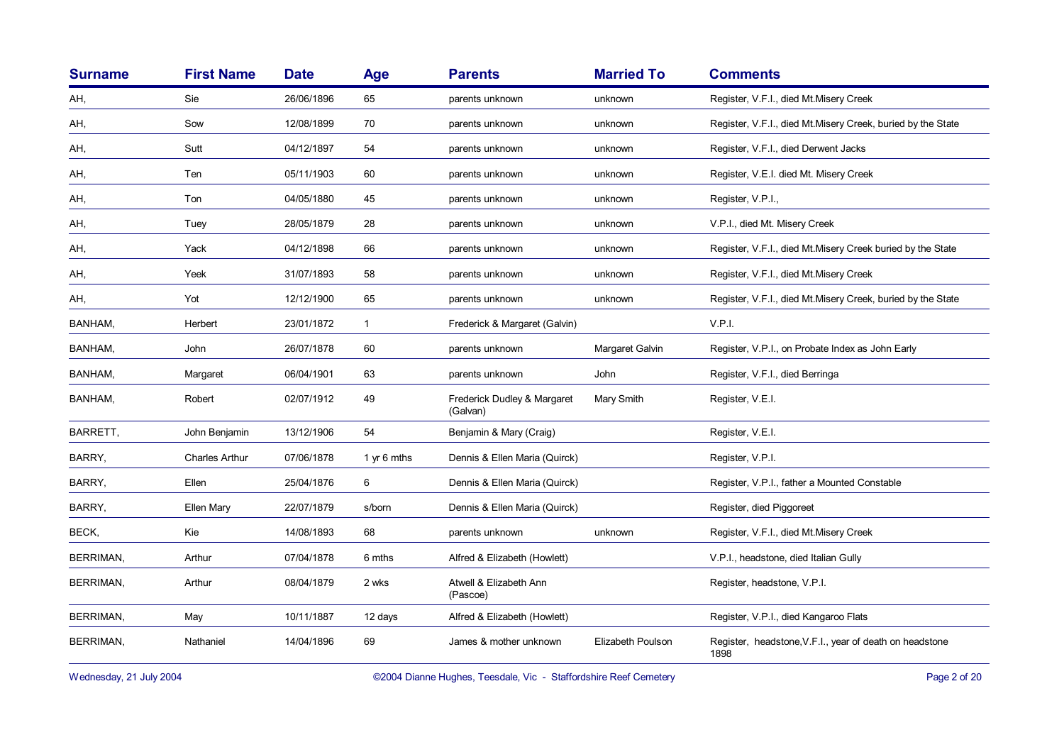| Surname | First Name | Date | Age | Parents | Married To | Comments |
|---|---|---|---|---|---|---|
| AH, | Sie | 26/06/1896 | 65 | parents unknown | unknown | Register, V.F.I., died Mt.Misery Creek |
| AH, | Sow | 12/08/1899 | 70 | parents unknown | unknown | Register, V.F.I., died Mt.Misery Creek, buried by the State |
| AH, | Sutt | 04/12/1897 | 54 | parents unknown | unknown | Register, V.F.I., died Derwent Jacks |
| AH, | Ten | 05/11/1903 | 60 | parents unknown | unknown | Register, V.E.I. died Mt. Misery Creek |
| AH, | Ton | 04/05/1880 | 45 | parents unknown | unknown | Register, V.P.I., |
| AH, | Tuey | 28/05/1879 | 28 | parents unknown | unknown | V.P.I., died Mt. Misery Creek |
| AH, | Yack | 04/12/1898 | 66 | parents unknown | unknown | Register, V.F.I., died Mt.Misery Creek buried by the State |
| AH, | Yeek | 31/07/1893 | 58 | parents unknown | unknown | Register, V.F.I., died Mt.Misery Creek |
| AH, | Yot | 12/12/1900 | 65 | parents unknown | unknown | Register, V.F.I., died Mt.Misery Creek, buried by the State |
| BANHAM, | Herbert | 23/01/1872 | 1 | Frederick & Margaret (Galvin) | | V.P.I. |
| BANHAM, | John | 26/07/1878 | 60 | parents unknown | Margaret Galvin | Register, V.P.I., on Probate Index as John Early |
| BANHAM, | Margaret | 06/04/1901 | 63 | parents unknown | John | Register, V.F.I., died Berringa |
| BANHAM, | Robert | 02/07/1912 | 49 | Frederick Dudley & Margaret (Galvan) | Mary Smith | Register, V.E.I. |
| BARRETT, | John Benjamin | 13/12/1906 | 54 | Benjamin & Mary (Craig) | | Register, V.E.I. |
| BARRY, | Charles Arthur | 07/06/1878 | 1 yr 6 mths | Dennis & Ellen Maria (Quirck) | | Register, V.P.I. |
| BARRY, | Ellen | 25/04/1876 | 6 | Dennis & Ellen Maria (Quirck) | | Register, V.P.I., father a Mounted Constable |
| BARRY, | Ellen Mary | 22/07/1879 | s/born | Dennis & Ellen Maria (Quirck) | | Register, died Piggoreet |
| BECK, | Kie | 14/08/1893 | 68 | parents unknown | unknown | Register, V.F.I., died Mt.Misery Creek |
| BERRIMAN, | Arthur | 07/04/1878 | 6 mths | Alfred & Elizabeth (Howlett) | | V.P.I., headstone, died Italian Gully |
| BERRIMAN, | Arthur | 08/04/1879 | 2 wks | Atwell & Elizabeth Ann (Pascoe) | | Register, headstone, V.P.I. |
| BERRIMAN, | May | 10/11/1887 | 12 days | Alfred & Elizabeth (Howlett) | | Register, V.P.I., died Kangaroo Flats |
| BERRIMAN, | Nathaniel | 14/04/1896 | 69 | James & mother unknown | Elizabeth Poulson | Register, headstone,V.F.I., year of death on headstone 1898 |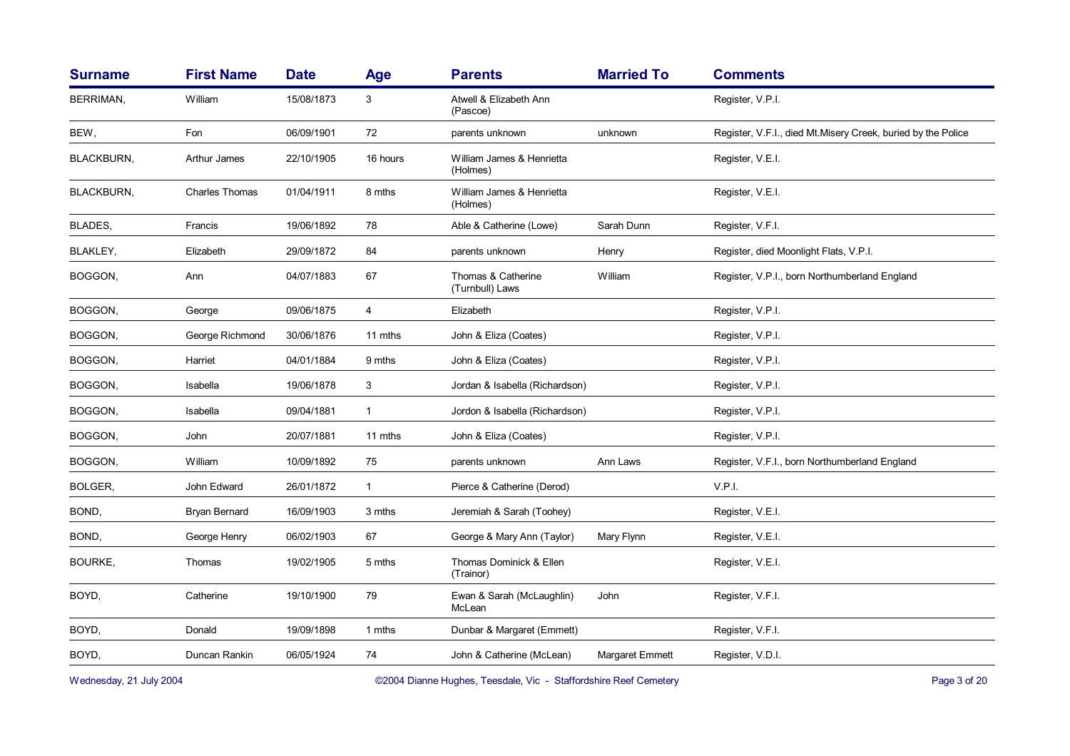| Surname | First Name | Date | Age | Parents | Married To | Comments |
|---|---|---|---|---|---|---|
| BERRIMAN, | William | 15/08/1873 | 3 | Atwell & Elizabeth Ann (Pascoe) | | Register, V.P.I. |
| BEW, | Fon | 06/09/1901 | 72 | parents unknown | unknown | Register, V.F.I., died Mt.Misery Creek, buried by the Police |
| BLACKBURN, | Arthur James | 22/10/1905 | 16 hours | William James & Henrietta (Holmes) | | Register, V.E.I. |
| BLACKBURN, | Charles Thomas | 01/04/1911 | 8 mths | William James & Henrietta (Holmes) | | Register, V.E.I. |
| BLADES, | Francis | 19/06/1892 | 78 | Able & Catherine (Lowe) | Sarah Dunn | Register, V.F.I. |
| BLAKLEY, | Elizabeth | 29/09/1872 | 84 | parents unknown | Henry | Register, died Moonlight Flats, V.P.I. |
| BOGGON, | Ann | 04/07/1883 | 67 | Thomas & Catherine (Turnbull) Laws | William | Register, V.P.I., born Northumberland England |
| BOGGON, | George | 09/06/1875 | 4 | Elizabeth | | Register, V.P.I. |
| BOGGON, | George Richmond | 30/06/1876 | 11 mths | John & Eliza (Coates) | | Register, V.P.I. |
| BOGGON, | Harriet | 04/01/1884 | 9 mths | John & Eliza (Coates) | | Register, V.P.I. |
| BOGGON, | Isabella | 19/06/1878 | 3 | Jordan & Isabella (Richardson) | | Register, V.P.I. |
| BOGGON, | Isabella | 09/04/1881 | 1 | Jordon & Isabella (Richardson) | | Register, V.P.I. |
| BOGGON, | John | 20/07/1881 | 11 mths | John & Eliza (Coates) | | Register, V.P.I. |
| BOGGON, | William | 10/09/1892 | 75 | parents unknown | Ann Laws | Register, V.F.I., born Northumberland England |
| BOLGER, | John Edward | 26/01/1872 | 1 | Pierce & Catherine (Derod) | | V.P.I. |
| BOND, | Bryan Bernard | 16/09/1903 | 3 mths | Jeremiah & Sarah (Toohey) | | Register, V.E.I. |
| BOND, | George Henry | 06/02/1903 | 67 | George & Mary Ann (Taylor) | Mary Flynn | Register, V.E.I. |
| BOURKE, | Thomas | 19/02/1905 | 5 mths | Thomas Dominick & Ellen (Trainor) | | Register, V.E.I. |
| BOYD, | Catherine | 19/10/1900 | 79 | Ewan & Sarah (McLaughlin) McLean | John | Register, V.F.I. |
| BOYD, | Donald | 19/09/1898 | 1 mths | Dunbar & Margaret (Emmett) | | Register, V.F.I. |
| BOYD, | Duncan Rankin | 06/05/1924 | 74 | John & Catherine (McLean) | Margaret Emmett | Register, V.D.I. |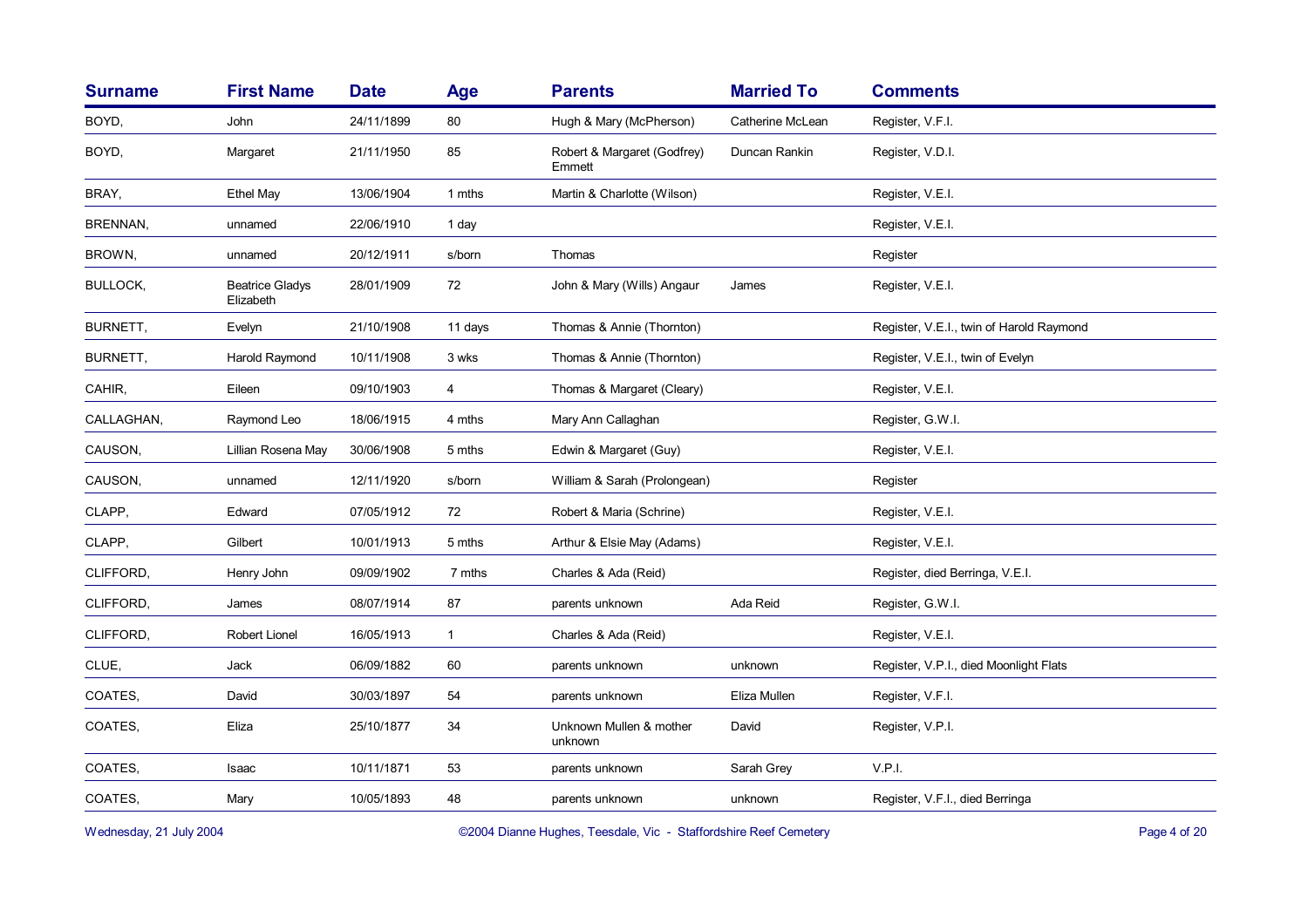| Surname | First Name | Date | Age | Parents | Married To | Comments |
|---|---|---|---|---|---|---|
| BOYD, | John | 24/11/1899 | 80 | Hugh & Mary (McPherson) | Catherine McLean | Register, V.F.I. |
| BOYD, | Margaret | 21/11/1950 | 85 | Robert & Margaret (Godfrey) Emmett | Duncan Rankin | Register, V.D.I. |
| BRAY, | Ethel May | 13/06/1904 | 1 mths | Martin & Charlotte (Wilson) | | Register, V.E.I. |
| BRENNAN, | unnamed | 22/06/1910 | 1 day | | | Register, V.E.I. |
| BROWN, | unnamed | 20/12/1911 | s/born | Thomas | | Register |
| BULLOCK, | Beatrice Gladys Elizabeth | 28/01/1909 | 72 | John & Mary (Wills) Angaur | James | Register, V.E.I. |
| BURNETT, | Evelyn | 21/10/1908 | 11 days | Thomas & Annie (Thornton) | | Register, V.E.I., twin of Harold Raymond |
| BURNETT, | Harold Raymond | 10/11/1908 | 3 wks | Thomas & Annie (Thornton) | | Register, V.E.I., twin of Evelyn |
| CAHIR, | Eileen | 09/10/1903 | 4 | Thomas & Margaret (Cleary) | | Register, V.E.I. |
| CALLAGHAN, | Raymond Leo | 18/06/1915 | 4 mths | Mary Ann Callaghan | | Register, G.W.I. |
| CAUSON, | Lillian Rosena May | 30/06/1908 | 5 mths | Edwin & Margaret (Guy) | | Register, V.E.I. |
| CAUSON, | unnamed | 12/11/1920 | s/born | William & Sarah (Prolongean) | | Register |
| CLAPP, | Edward | 07/05/1912 | 72 | Robert & Maria (Schrine) | | Register, V.E.I. |
| CLAPP, | Gilbert | 10/01/1913 | 5 mths | Arthur & Elsie May (Adams) | | Register, V.E.I. |
| CLIFFORD, | Henry John | 09/09/1902 | 7 mths | Charles & Ada (Reid) | | Register, died Berringa, V.E.I. |
| CLIFFORD, | James | 08/07/1914 | 87 | parents unknown | Ada Reid | Register, G.W.I. |
| CLIFFORD, | Robert Lionel | 16/05/1913 | 1 | Charles & Ada (Reid) | | Register, V.E.I. |
| CLUE, | Jack | 06/09/1882 | 60 | parents unknown | unknown | Register, V.P.I., died Moonlight Flats |
| COATES, | David | 30/03/1897 | 54 | parents unknown | Eliza Mullen | Register, V.F.I. |
| COATES, | Eliza | 25/10/1877 | 34 | Unknown Mullen & mother unknown | David | Register, V.P.I. |
| COATES, | Isaac | 10/11/1871 | 53 | parents unknown | Sarah Grey | V.P.I. |
| COATES, | Mary | 10/05/1893 | 48 | parents unknown | unknown | Register, V.F.I., died Berringa |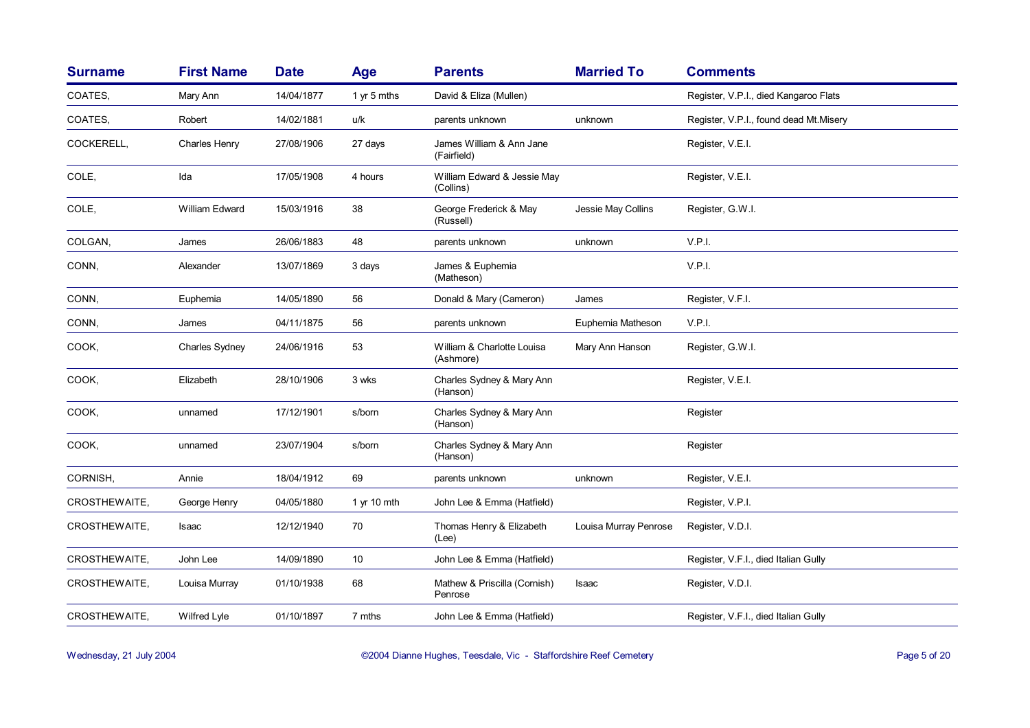| Surname | First Name | Date | Age | Parents | Married To | Comments |
|---|---|---|---|---|---|---|
| COATES, | Mary Ann | 14/04/1877 | 1 yr 5 mths | David & Eliza (Mullen) | | Register, V.P.I., died Kangaroo Flats |
| COATES, | Robert | 14/02/1881 | u/k | parents unknown | unknown | Register, V.P.I., found dead Mt.Misery |
| COCKERELL, | Charles Henry | 27/08/1906 | 27 days | James William & Ann Jane (Fairfield) | | Register, V.E.I. |
| COLE, | Ida | 17/05/1908 | 4 hours | William Edward & Jessie May (Collins) | | Register, V.E.I. |
| COLE, | William Edward | 15/03/1916 | 38 | George Frederick & May (Russell) | Jessie May Collins | Register, G.W.I. |
| COLGAN, | James | 26/06/1883 | 48 | parents unknown | unknown | V.P.I. |
| CONN, | Alexander | 13/07/1869 | 3 days | James & Euphemia (Matheson) | | V.P.I. |
| CONN, | Euphemia | 14/05/1890 | 56 | Donald & Mary (Cameron) | James | Register, V.F.I. |
| CONN, | James | 04/11/1875 | 56 | parents unknown | Euphemia Matheson | V.P.I. |
| COOK, | Charles Sydney | 24/06/1916 | 53 | William & Charlotte Louisa (Ashmore) | Mary Ann Hanson | Register, G.W.I. |
| COOK, | Elizabeth | 28/10/1906 | 3 wks | Charles Sydney & Mary Ann (Hanson) | | Register, V.E.I. |
| COOK, | unnamed | 17/12/1901 | s/born | Charles Sydney & Mary Ann (Hanson) | | Register |
| COOK, | unnamed | 23/07/1904 | s/born | Charles Sydney & Mary Ann (Hanson) | | Register |
| CORNISH, | Annie | 18/04/1912 | 69 | parents unknown | unknown | Register, V.E.I. |
| CROSTHEWAITE, | George Henry | 04/05/1880 | 1 yr 10 mth | John Lee & Emma (Hatfield) | | Register, V.P.I. |
| CROSTHEWAITE, | Isaac | 12/12/1940 | 70 | Thomas Henry & Elizabeth (Lee) | Louisa Murray Penrose | Register, V.D.I. |
| CROSTHEWAITE, | John Lee | 14/09/1890 | 10 | John Lee & Emma (Hatfield) | | Register, V.F.I., died Italian Gully |
| CROSTHEWAITE, | Louisa Murray | 01/10/1938 | 68 | Mathew & Priscilla (Cornish) Penrose | Isaac | Register, V.D.I. |
| CROSTHEWAITE, | Wilfred Lyle | 01/10/1897 | 7 mths | John Lee & Emma (Hatfield) | | Register, V.F.I., died Italian Gully |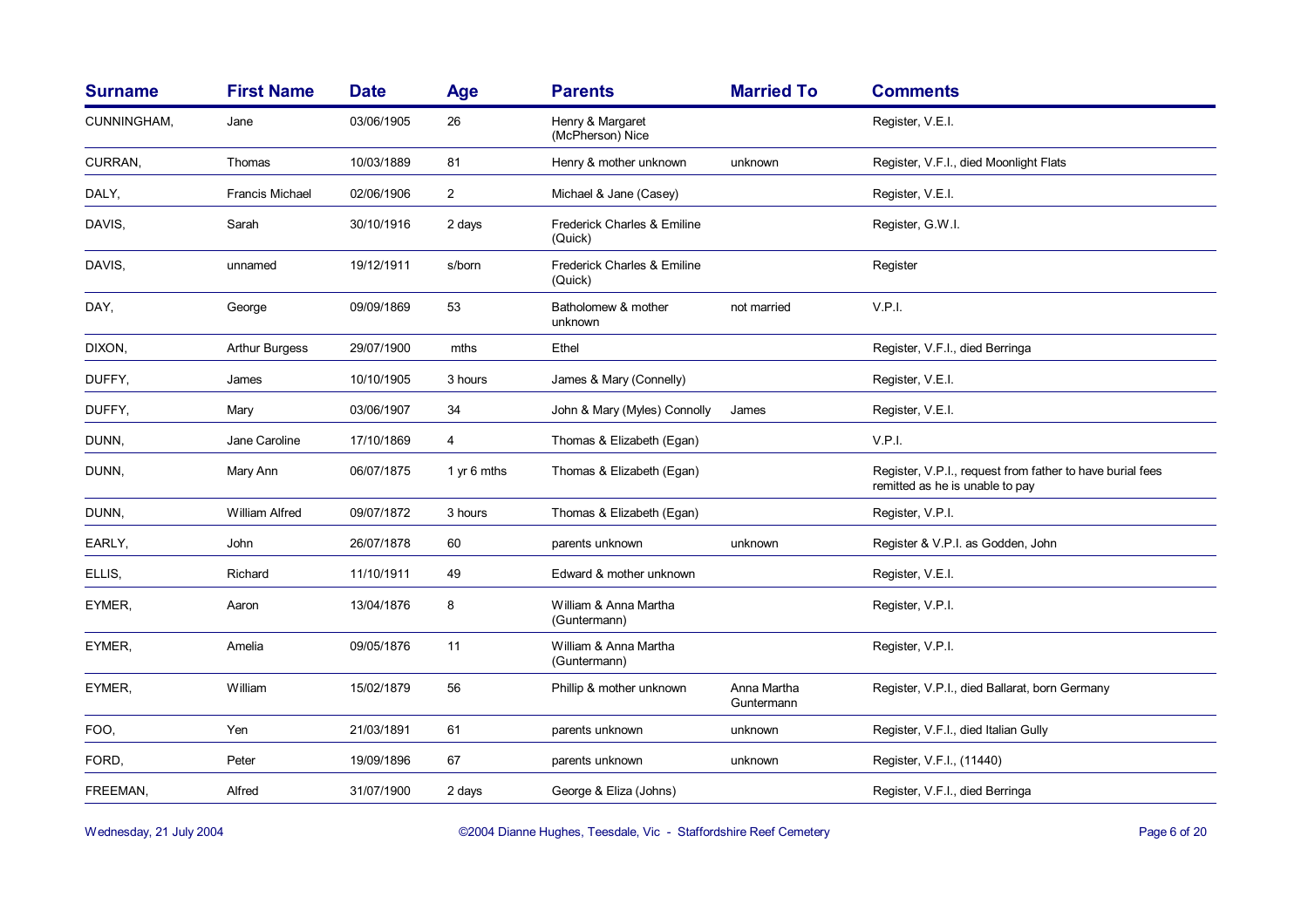| Surname | First Name | Date | Age | Parents | Married To | Comments |
|---|---|---|---|---|---|---|
| CUNNINGHAM, | Jane | 03/06/1905 | 26 | Henry & Margaret (McPherson) Nice | | Register, V.E.I. |
| CURRAN, | Thomas | 10/03/1889 | 81 | Henry & mother unknown | unknown | Register, V.F.I., died Moonlight Flats |
| DALY, | Francis Michael | 02/06/1906 | 2 | Michael & Jane (Casey) | | Register, V.E.I. |
| DAVIS, | Sarah | 30/10/1916 | 2 days | Frederick Charles & Emiline (Quick) | | Register, G.W.I. |
| DAVIS, | unnamed | 19/12/1911 | s/born | Frederick Charles & Emiline (Quick) | | Register |
| DAY, | George | 09/09/1869 | 53 | Batholomew & mother unknown | not married | V.P.I. |
| DIXON, | Arthur Burgess | 29/07/1900 | mths | Ethel | | Register, V.F.I., died Berringa |
| DUFFY, | James | 10/10/1905 | 3 hours | James & Mary (Connelly) | | Register, V.E.I. |
| DUFFY, | Mary | 03/06/1907 | 34 | John & Mary (Myles) Connolly | James | Register, V.E.I. |
| DUNN, | Jane Caroline | 17/10/1869 | 4 | Thomas & Elizabeth (Egan) | | V.P.I. |
| DUNN, | Mary Ann | 06/07/1875 | 1 yr 6 mths | Thomas & Elizabeth (Egan) | | Register, V.P.I., request from father to have burial fees remitted as he is unable to pay |
| DUNN, | William Alfred | 09/07/1872 | 3 hours | Thomas & Elizabeth (Egan) | | Register, V.P.I. |
| EARLY, | John | 26/07/1878 | 60 | parents unknown | unknown | Register & V.P.I. as Godden, John |
| ELLIS, | Richard | 11/10/1911 | 49 | Edward & mother unknown | | Register, V.E.I. |
| EYMER, | Aaron | 13/04/1876 | 8 | William & Anna Martha (Guntermann) | | Register, V.P.I. |
| EYMER, | Amelia | 09/05/1876 | 11 | William & Anna Martha (Guntermann) | | Register, V.P.I. |
| EYMER, | William | 15/02/1879 | 56 | Phillip & mother unknown | Anna Martha Guntermann | Register, V.P.I., died Ballarat, born Germany |
| FOO, | Yen | 21/03/1891 | 61 | parents unknown | unknown | Register, V.F.I., died Italian Gully |
| FORD, | Peter | 19/09/1896 | 67 | parents unknown | unknown | Register, V.F.I., (11440) |
| FREEMAN, | Alfred | 31/07/1900 | 2 days | George & Eliza (Johns) | | Register, V.F.I., died Berringa |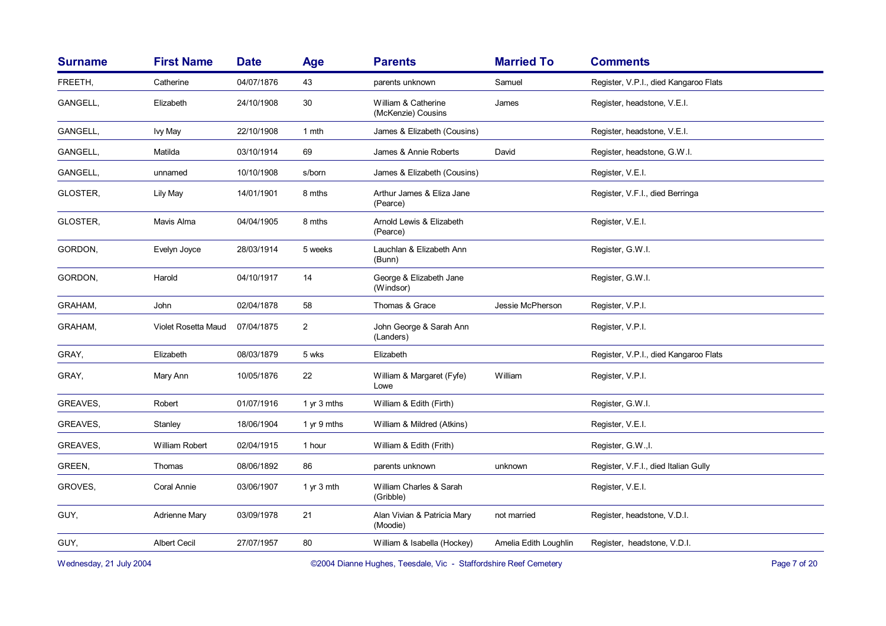| Surname | First Name | Date | Age | Parents | Married To | Comments |
|---|---|---|---|---|---|---|
| FREETH, | Catherine | 04/07/1876 | 43 | parents unknown | Samuel | Register, V.P.I., died Kangaroo Flats |
| GANGELL, | Elizabeth | 24/10/1908 | 30 | William & Catherine (McKenzie) Cousins | James | Register, headstone, V.E.I. |
| GANGELL, | Ivy May | 22/10/1908 | 1 mth | James & Elizabeth (Cousins) | | Register, headstone, V.E.I. |
| GANGELL, | Matilda | 03/10/1914 | 69 | James & Annie Roberts | David | Register, headstone, G.W.I. |
| GANGELL, | unnamed | 10/10/1908 | s/born | James & Elizabeth (Cousins) | | Register, V.E.I. |
| GLOSTER, | Lily May | 14/01/1901 | 8 mths | Arthur James & Eliza Jane (Pearce) | | Register, V.F.I., died Berringa |
| GLOSTER, | Mavis Alma | 04/04/1905 | 8 mths | Arnold Lewis & Elizabeth (Pearce) | | Register, V.E.I. |
| GORDON, | Evelyn Joyce | 28/03/1914 | 5 weeks | Lauchlan & Elizabeth Ann (Bunn) | | Register, G.W.I. |
| GORDON, | Harold | 04/10/1917 | 14 | George & Elizabeth Jane (Windsor) | | Register, G.W.I. |
| GRAHAM, | John | 02/04/1878 | 58 | Thomas & Grace | Jessie McPherson | Register, V.P.I. |
| GRAHAM, | Violet Rosetta Maud | 07/04/1875 | 2 | John George & Sarah Ann (Landers) | | Register, V.P.I. |
| GRAY, | Elizabeth | 08/03/1879 | 5 wks | Elizabeth | | Register, V.P.I., died Kangaroo Flats |
| GRAY, | Mary Ann | 10/05/1876 | 22 | William & Margaret (Fyfe) Lowe | William | Register, V.P.I. |
| GREAVES, | Robert | 01/07/1916 | 1 yr 3 mths | William & Edith (Firth) | | Register, G.W.I. |
| GREAVES, | Stanley | 18/06/1904 | 1 yr 9 mths | William & Mildred (Atkins) | | Register, V.E.I. |
| GREAVES, | William Robert | 02/04/1915 | 1 hour | William & Edith (Frith) | | Register, G.W.,I. |
| GREEN, | Thomas | 08/06/1892 | 86 | parents unknown | unknown | Register, V.F.I., died Italian Gully |
| GROVES, | Coral Annie | 03/06/1907 | 1 yr 3 mth | William Charles & Sarah (Gribble) | | Register, V.E.I. |
| GUY, | Adrienne Mary | 03/09/1978 | 21 | Alan Vivian & Patricia Mary (Moodie) | not married | Register, headstone, V.D.I. |
| GUY, | Albert Cecil | 27/07/1957 | 80 | William & Isabella (Hockey) | Amelia Edith Loughlin | Register, headstone, V.D.I. |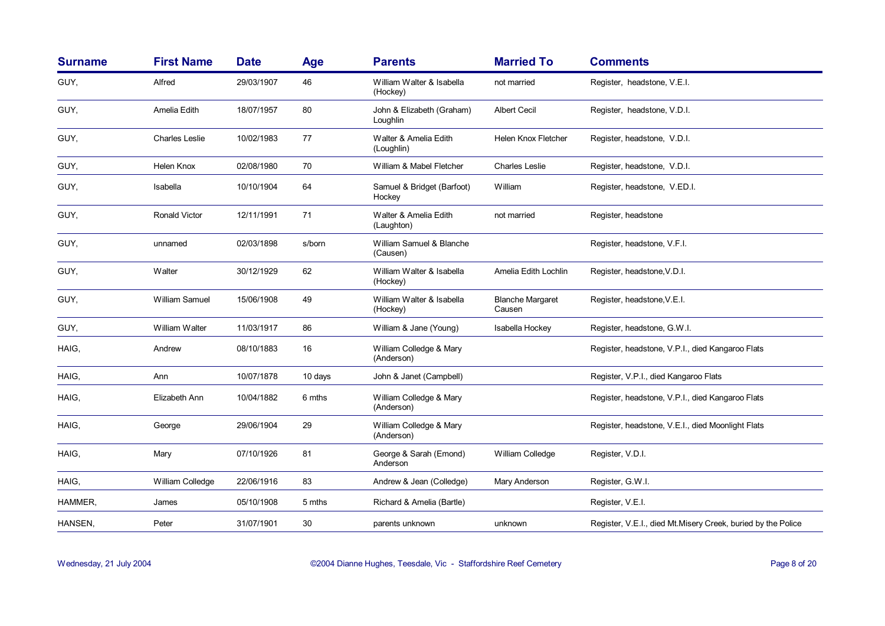| Surname | First Name | Date | Age | Parents | Married To | Comments |
|---|---|---|---|---|---|---|
| GUY, | Alfred | 29/03/1907 | 46 | William Walter & Isabella (Hockey) | not married | Register, headstone, V.E.I. |
| GUY, | Amelia Edith | 18/07/1957 | 80 | John & Elizabeth (Graham) Loughlin | Albert Cecil | Register, headstone, V.D.I. |
| GUY, | Charles Leslie | 10/02/1983 | 77 | Walter & Amelia Edith (Loughlin) | Helen Knox Fletcher | Register, headstone, V.D.I. |
| GUY, | Helen Knox | 02/08/1980 | 70 | William & Mabel Fletcher | Charles Leslie | Register, headstone, V.D.I. |
| GUY, | Isabella | 10/10/1904 | 64 | Samuel & Bridget (Barfoot) Hockey | William | Register, headstone, V.ED.I. |
| GUY, | Ronald Victor | 12/11/1991 | 71 | Walter & Amelia Edith (Laughton) | not married | Register, headstone |
| GUY, | unnamed | 02/03/1898 | s/born | William Samuel & Blanche (Causen) | | Register, headstone, V.F.I. |
| GUY, | Walter | 30/12/1929 | 62 | William Walter & Isabella (Hockey) | Amelia Edith Lochlin | Register, headstone,V.D.I. |
| GUY, | William Samuel | 15/06/1908 | 49 | William Walter & Isabella (Hockey) | Blanche Margaret Causen | Register, headstone,V.E.I. |
| GUY, | William Walter | 11/03/1917 | 86 | William & Jane (Young) | Isabella Hockey | Register, headstone, G.W.I. |
| HAIG, | Andrew | 08/10/1883 | 16 | William Colledge & Mary (Anderson) | | Register, headstone, V.P.I., died Kangaroo Flats |
| HAIG, | Ann | 10/07/1878 | 10 days | John & Janet (Campbell) | | Register, V.P.I., died Kangaroo Flats |
| HAIG, | Elizabeth Ann | 10/04/1882 | 6 mths | William Colledge & Mary (Anderson) | | Register, headstone, V.P.I., died Kangaroo Flats |
| HAIG, | George | 29/06/1904 | 29 | William Colledge & Mary (Anderson) | | Register, headstone, V.E.I., died Moonlight Flats |
| HAIG, | Mary | 07/10/1926 | 81 | George & Sarah (Emond) Anderson | William Colledge | Register, V.D.I. |
| HAIG, | William Colledge | 22/06/1916 | 83 | Andrew & Jean (Colledge) | Mary Anderson | Register, G.W.I. |
| HAMMER, | James | 05/10/1908 | 5 mths | Richard & Amelia (Bartle) | | Register, V.E.I. |
| HANSEN, | Peter | 31/07/1901 | 30 | parents unknown | unknown | Register, V.E.I., died Mt.Misery Creek, buried by the Police |

Wednesday, 21 July 2004 ©2004 Dianne Hughes, Teesdale, Vic - Staffordshire Reef Cemetery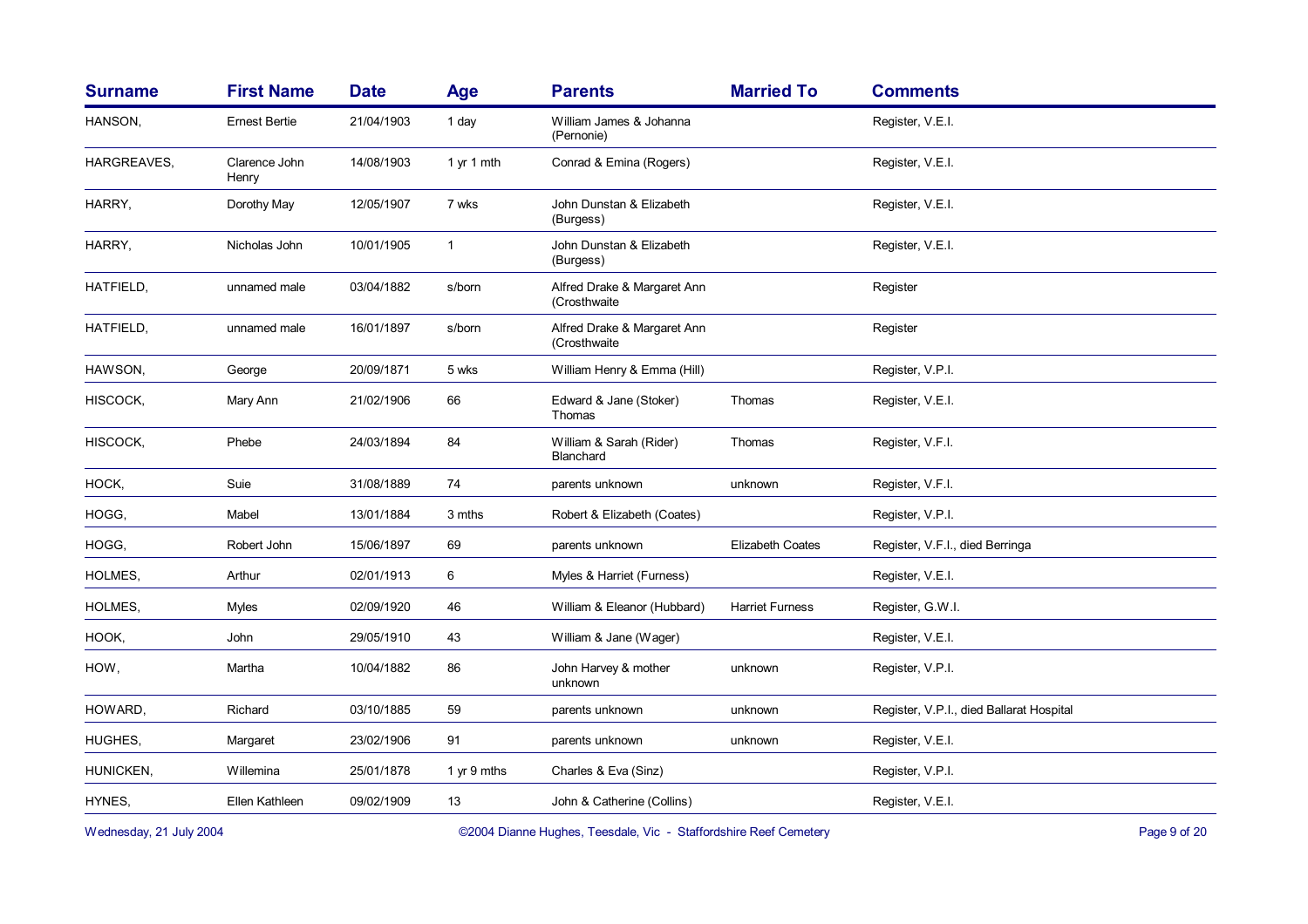| Surname | First Name | Date | Age | Parents | Married To | Comments |
| --- | --- | --- | --- | --- | --- | --- |
| HANSON, | Ernest Bertie | 21/04/1903 | 1 day | William James & Johanna (Pernonie) | | Register, V.E.I. |
| HARGREAVES, | Clarence John Henry | 14/08/1903 | 1 yr 1 mth | Conrad & Emina (Rogers) | | Register, V.E.I. |
| HARRY, | Dorothy May | 12/05/1907 | 7 wks | John Dunstan & Elizabeth (Burgess) | | Register, V.E.I. |
| HARRY, | Nicholas John | 10/01/1905 | 1 | John Dunstan & Elizabeth (Burgess) | | Register, V.E.I. |
| HATFIELD, | unnamed male | 03/04/1882 | s/born | Alfred Drake & Margaret Ann (Crosthwaite | | Register |
| HATFIELD, | unnamed male | 16/01/1897 | s/born | Alfred Drake & Margaret Ann (Crosthwaite | | Register |
| HAWSON, | George | 20/09/1871 | 5 wks | William Henry & Emma (Hill) | | Register, V.P.I. |
| HISCOCK, | Mary Ann | 21/02/1906 | 66 | Edward & Jane (Stoker) Thomas | Thomas | Register, V.E.I. |
| HISCOCK, | Phebe | 24/03/1894 | 84 | William & Sarah (Rider) Blanchard | Thomas | Register, V.F.I. |
| HOCK, | Suie | 31/08/1889 | 74 | parents unknown | unknown | Register, V.F.I. |
| HOGG, | Mabel | 13/01/1884 | 3 mths | Robert & Elizabeth (Coates) | | Register, V.P.I. |
| HOGG, | Robert John | 15/06/1897 | 69 | parents unknown | Elizabeth Coates | Register, V.F.I., died Berringa |
| HOLMES, | Arthur | 02/01/1913 | 6 | Myles & Harriet (Furness) | | Register, V.E.I. |
| HOLMES, | Myles | 02/09/1920 | 46 | William & Eleanor (Hubbard) | Harriet Furness | Register, G.W.I. |
| HOOK, | John | 29/05/1910 | 43 | William & Jane (Wager) | | Register, V.E.I. |
| HOW, | Martha | 10/04/1882 | 86 | John Harvey & mother unknown | unknown | Register, V.P.I. |
| HOWARD, | Richard | 03/10/1885 | 59 | parents unknown | unknown | Register, V.P.I., died Ballarat Hospital |
| HUGHES, | Margaret | 23/02/1906 | 91 | parents unknown | unknown | Register, V.E.I. |
| HUNICKEN, | Willemina | 25/01/1878 | 1 yr 9 mths | Charles & Eva (Sinz) | | Register, V.P.I. |
| HYNES, | Ellen Kathleen | 09/02/1909 | 13 | John & Catherine (Collins) | | Register, V.E.I. |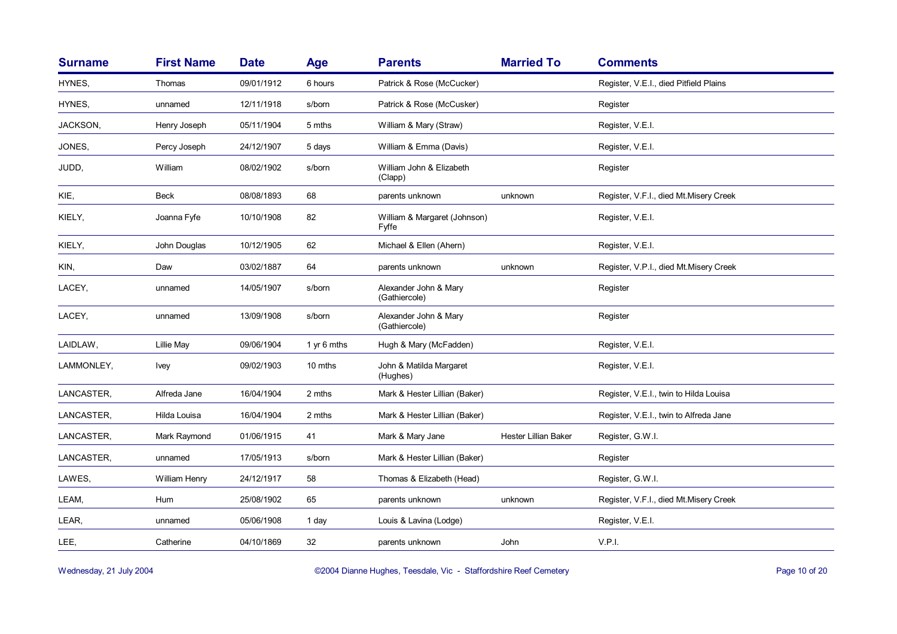| Surname | First Name | Date | Age | Parents | Married To | Comments |
| --- | --- | --- | --- | --- | --- | --- |
| HYNES, | Thomas | 09/01/1912 | 6 hours | Patrick & Rose (McCucker) | | Register, V.E.I., died Pitfield Plains |
| HYNES, | unnamed | 12/11/1918 | s/born | Patrick & Rose (McCusker) | | Register |
| JACKSON, | Henry Joseph | 05/11/1904 | 5 mths | William & Mary (Straw) | | Register, V.E.I. |
| JONES, | Percy Joseph | 24/12/1907 | 5 days | William & Emma (Davis) | | Register, V.E.I. |
| JUDD, | William | 08/02/1902 | s/born | William John & Elizabeth (Clapp) | | Register |
| KIE, | Beck | 08/08/1893 | 68 | parents unknown | unknown | Register, V.F.I., died Mt.Misery Creek |
| KIELY, | Joanna Fyfe | 10/10/1908 | 82 | William & Margaret (Johnson) Fyffe | | Register, V.E.I. |
| KIELY, | John Douglas | 10/12/1905 | 62 | Michael & Ellen (Ahern) | | Register, V.E.I. |
| KIN, | Daw | 03/02/1887 | 64 | parents unknown | unknown | Register, V.P.I., died Mt.Misery Creek |
| LACEY, | unnamed | 14/05/1907 | s/born | Alexander John & Mary (Gathiercole) | | Register |
| LACEY, | unnamed | 13/09/1908 | s/born | Alexander John & Mary (Gathiercole) | | Register |
| LAIDLAW, | Lillie May | 09/06/1904 | 1 yr 6 mths | Hugh & Mary (McFadden) | | Register, V.E.I. |
| LAMMONLEY, | Ivey | 09/02/1903 | 10 mths | John & Matilda Margaret (Hughes) | | Register, V.E.I. |
| LANCASTER, | Alfreda Jane | 16/04/1904 | 2 mths | Mark & Hester Lillian (Baker) | | Register, V.E.I., twin to Hilda Louisa |
| LANCASTER, | Hilda Louisa | 16/04/1904 | 2 mths | Mark & Hester Lillian (Baker) | | Register, V.E.I., twin to Alfreda Jane |
| LANCASTER, | Mark Raymond | 01/06/1915 | 41 | Mark & Mary Jane | Hester Lillian Baker | Register, G.W.I. |
| LANCASTER, | unnamed | 17/05/1913 | s/born | Mark & Hester Lillian (Baker) | | Register |
| LAWES, | William Henry | 24/12/1917 | 58 | Thomas & Elizabeth (Head) | | Register, G.W.I. |
| LEAM, | Hum | 25/08/1902 | 65 | parents unknown | unknown | Register, V.F.I., died Mt.Misery Creek |
| LEAR, | unnamed | 05/06/1908 | 1 day | Louis & Lavina (Lodge) | | Register, V.E.I. |
| LEE, | Catherine | 04/10/1869 | 32 | parents unknown | John | V.P.I. |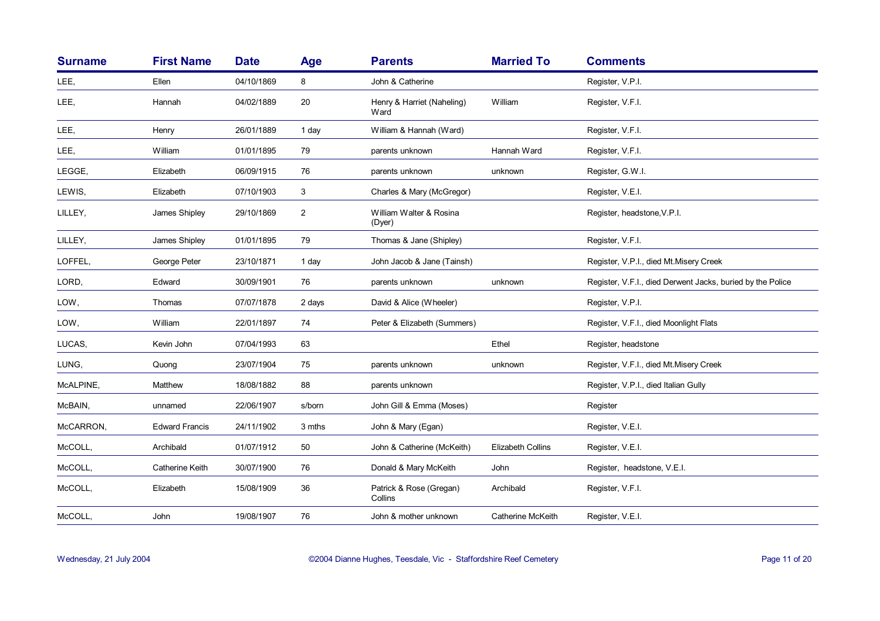| Surname | First Name | Date | Age | Parents | Married To | Comments |
|---|---|---|---|---|---|---|
| LEE, | Ellen | 04/10/1869 | 8 | John & Catherine | | Register, V.P.I. |
| LEE, | Hannah | 04/02/1889 | 20 | Henry & Harriet (Naheling) Ward | William | Register, V.F.I. |
| LEE, | Henry | 26/01/1889 | 1 day | William & Hannah (Ward) | | Register, V.F.I. |
| LEE, | William | 01/01/1895 | 79 | parents unknown | Hannah Ward | Register, V.F.I. |
| LEGGE, | Elizabeth | 06/09/1915 | 76 | parents unknown | unknown | Register, G.W.I. |
| LEWIS, | Elizabeth | 07/10/1903 | 3 | Charles & Mary (McGregor) | | Register, V.E.I. |
| LILLEY, | James Shipley | 29/10/1869 | 2 | William Walter & Rosina (Dyer) | | Register, headstone,V.P.I. |
| LILLEY, | James Shipley | 01/01/1895 | 79 | Thomas & Jane (Shipley) | | Register, V.F.I. |
| LOFFEL, | George Peter | 23/10/1871 | 1 day | John Jacob & Jane (Tainsh) | | Register, V.P.I., died Mt.Misery Creek |
| LORD, | Edward | 30/09/1901 | 76 | parents unknown | unknown | Register, V.F.I., died Derwent Jacks, buried by the Police |
| LOW, | Thomas | 07/07/1878 | 2 days | David & Alice (Wheeler) | | Register, V.P.I. |
| LOW, | William | 22/01/1897 | 74 | Peter & Elizabeth (Summers) | | Register, V.F.I., died Moonlight Flats |
| LUCAS, | Kevin John | 07/04/1993 | 63 | | Ethel | Register, headstone |
| LUNG, | Quong | 23/07/1904 | 75 | parents unknown | unknown | Register, V.F.I., died Mt.Misery Creek |
| McALPINE, | Matthew | 18/08/1882 | 88 | parents unknown | | Register, V.P.I., died Italian Gully |
| McBAIN, | unnamed | 22/06/1907 | s/born | John Gill & Emma (Moses) | | Register |
| McCARRON, | Edward Francis | 24/11/1902 | 3 mths | John & Mary (Egan) | | Register, V.E.I. |
| McCOLL, | Archibald | 01/07/1912 | 50 | John & Catherine (McKeith) | Elizabeth Collins | Register, V.E.I. |
| McCOLL, | Catherine Keith | 30/07/1900 | 76 | Donald & Mary McKeith | John | Register, headstone, V.E.I. |
| McCOLL, | Elizabeth | 15/08/1909 | 36 | Patrick & Rose (Gregan) Collins | Archibald | Register, V.F.I. |
| McCOLL, | John | 19/08/1907 | 76 | John & mother unknown | Catherine McKeith | Register, V.E.I. |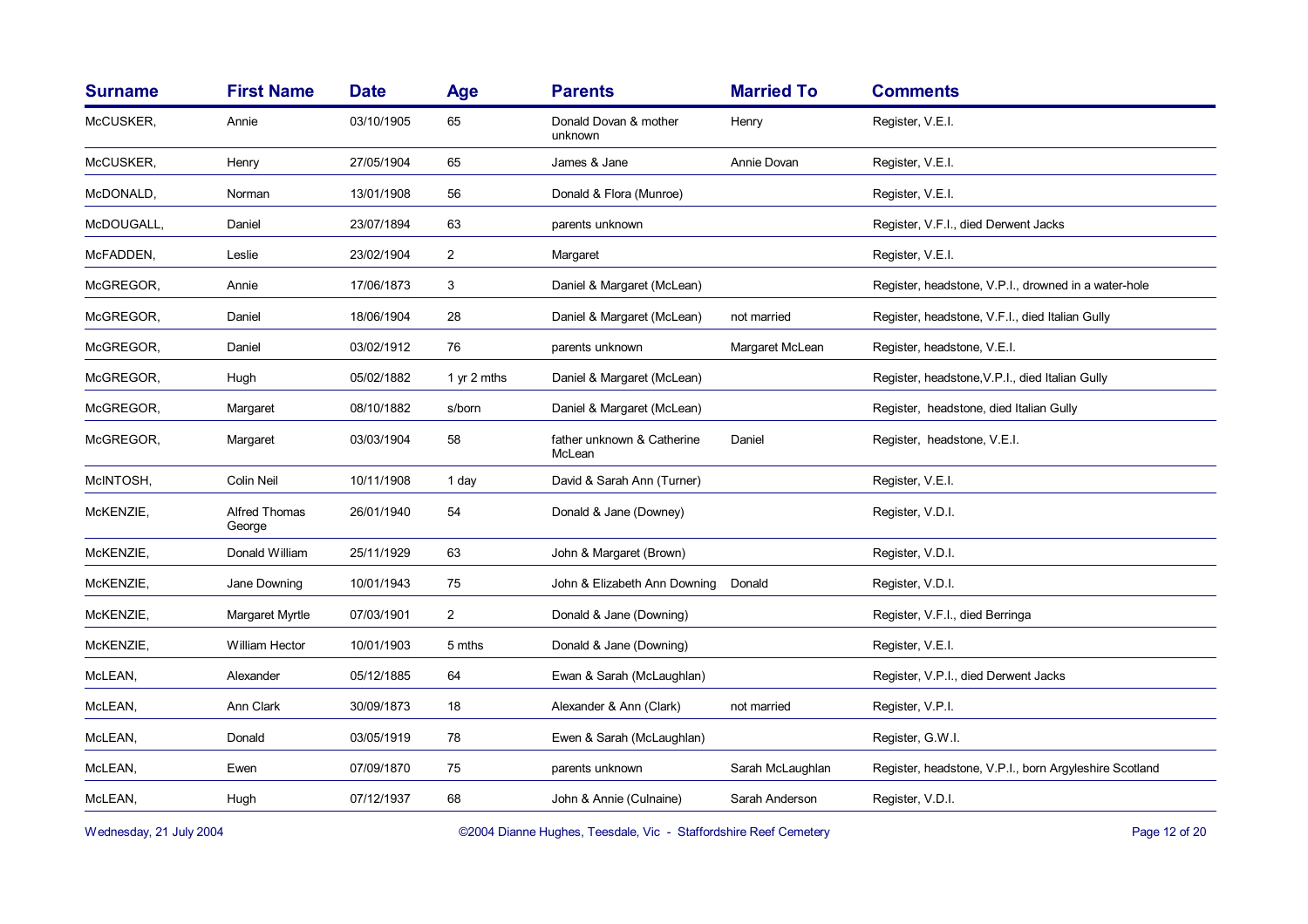| Surname | First Name | Date | Age | Parents | Married To | Comments |
|---|---|---|---|---|---|---|
| McCUSKER, | Annie | 03/10/1905 | 65 | Donald Dovan & mother unknown | Henry | Register, V.E.I. |
| McCUSKER, | Henry | 27/05/1904 | 65 | James & Jane | Annie Dovan | Register, V.E.I. |
| McDONALD, | Norman | 13/01/1908 | 56 | Donald & Flora (Munroe) | | Register, V.E.I. |
| McDOUGALL, | Daniel | 23/07/1894 | 63 | parents unknown | | Register, V.F.I., died Derwent Jacks |
| McFADDEN, | Leslie | 23/02/1904 | 2 | Margaret | | Register, V.E.I. |
| McGREGOR, | Annie | 17/06/1873 | 3 | Daniel & Margaret (McLean) | | Register, headstone, V.P.I., drowned in a water-hole |
| McGREGOR, | Daniel | 18/06/1904 | 28 | Daniel & Margaret (McLean) | not married | Register, headstone, V.F.I., died Italian Gully |
| McGREGOR, | Daniel | 03/02/1912 | 76 | parents unknown | Margaret McLean | Register, headstone, V.E.I. |
| McGREGOR, | Hugh | 05/02/1882 | 1 yr 2 mths | Daniel & Margaret (McLean) | | Register, headstone,V.P.I., died Italian Gully |
| McGREGOR, | Margaret | 08/10/1882 | s/born | Daniel & Margaret (McLean) | | Register, headstone, died Italian Gully |
| McGREGOR, | Margaret | 03/03/1904 | 58 | father unknown & Catherine McLean | Daniel | Register, headstone, V.E.I. |
| McINTOSH, | Colin Neil | 10/11/1908 | 1 day | David & Sarah Ann (Turner) | | Register, V.E.I. |
| McKENZIE, | Alfred Thomas George | 26/01/1940 | 54 | Donald & Jane (Downey) | | Register, V.D.I. |
| McKENZIE, | Donald William | 25/11/1929 | 63 | John & Margaret (Brown) | | Register, V.D.I. |
| McKENZIE, | Jane Downing | 10/01/1943 | 75 | John & Elizabeth Ann Downing | Donald | Register, V.D.I. |
| McKENZIE, | Margaret Myrtle | 07/03/1901 | 2 | Donald & Jane (Downing) | | Register, V.F.I., died Berringa |
| McKENZIE, | William Hector | 10/01/1903 | 5 mths | Donald & Jane (Downing) | | Register, V.E.I. |
| McLEAN, | Alexander | 05/12/1885 | 64 | Ewan & Sarah (McLaughlan) | | Register, V.P.I., died Derwent Jacks |
| McLEAN, | Ann Clark | 30/09/1873 | 18 | Alexander & Ann (Clark) | not married | Register, V.P.I. |
| McLEAN, | Donald | 03/05/1919 | 78 | Ewen & Sarah (McLaughlan) | | Register, G.W.I. |
| McLEAN, | Ewen | 07/09/1870 | 75 | parents unknown | Sarah McLaughlan | Register, headstone, V.P.I., born Argyleshire Scotland |
| McLEAN, | Hugh | 07/12/1937 | 68 | John & Annie (Culnaine) | Sarah Anderson | Register, V.D.I. |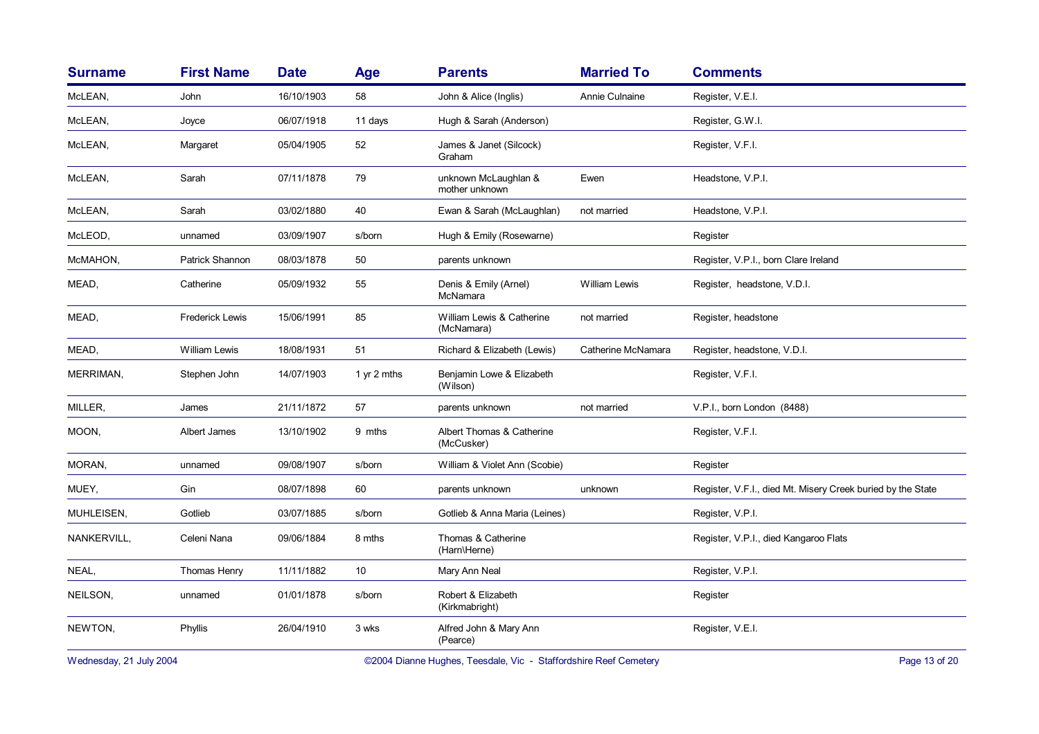| Surname | First Name | Date | Age | Parents | Married To | Comments |
|---|---|---|---|---|---|---|
| McLEAN, | John | 16/10/1903 | 58 | John & Alice (Inglis) | Annie Culnaine | Register, V.E.I. |
| McLEAN, | Joyce | 06/07/1918 | 11 days | Hugh & Sarah (Anderson) | | Register, G.W.I. |
| McLEAN, | Margaret | 05/04/1905 | 52 | James & Janet (Silcock) Graham | | Register, V.F.I. |
| McLEAN, | Sarah | 07/11/1878 | 79 | unknown McLaughlan & mother unknown | Ewen | Headstone, V.P.I. |
| McLEAN, | Sarah | 03/02/1880 | 40 | Ewan & Sarah (McLaughlan) | not married | Headstone, V.P.I. |
| McLEOD, | unnamed | 03/09/1907 | s/born | Hugh & Emily (Rosewarne) | | Register |
| McMAHON, | Patrick Shannon | 08/03/1878 | 50 | parents unknown | | Register, V.P.I., born Clare Ireland |
| MEAD, | Catherine | 05/09/1932 | 55 | Denis & Emily (Arnel) McNamara | William Lewis | Register, headstone, V.D.I. |
| MEAD, | Frederick Lewis | 15/06/1991 | 85 | William Lewis & Catherine (McNamara) | not married | Register, headstone |
| MEAD, | William Lewis | 18/08/1931 | 51 | Richard & Elizabeth (Lewis) | Catherine McNamara | Register, headstone, V.D.I. |
| MERRIMAN, | Stephen John | 14/07/1903 | 1 yr 2 mths | Benjamin Lowe & Elizabeth (Wilson) | | Register, V.F.I. |
| MILLER, | James | 21/11/1872 | 57 | parents unknown | not married | V.P.I., born London (8488) |
| MOON, | Albert James | 13/10/1902 | 9 mths | Albert Thomas & Catherine (McCusker) | | Register, V.F.I. |
| MORAN, | unnamed | 09/08/1907 | s/born | William & Violet Ann (Scobie) | | Register |
| MUEY, | Gin | 08/07/1898 | 60 | parents unknown | unknown | Register, V.F.I., died Mt. Misery Creek buried by the State |
| MUHLEISEN, | Gotlieb | 03/07/1885 | s/born | Gotlieb & Anna Maria (Leines) | | Register, V.P.I. |
| NANKERVILL, | Celeni Nana | 09/06/1884 | 8 mths | Thomas & Catherine (Harn\Herne) | | Register, V.P.I., died Kangaroo Flats |
| NEAL, | Thomas Henry | 11/11/1882 | 10 | Mary Ann Neal | | Register, V.P.I. |
| NEILSON, | unnamed | 01/01/1878 | s/born | Robert & Elizabeth (Kirkmabright) | | Register |
| NEWTON, | Phyllis | 26/04/1910 | 3 wks | Alfred John & Mary Ann (Pearce) | | Register, V.E.I. |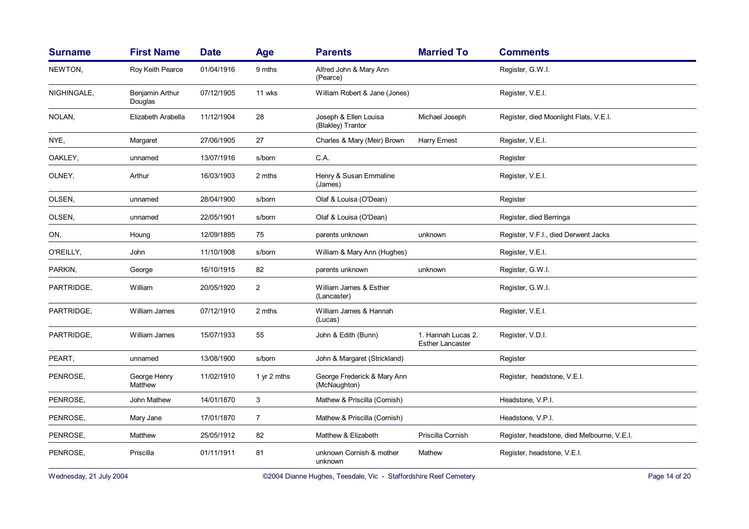| Surname | First Name | Date | Age | Parents | Married To | Comments |
| --- | --- | --- | --- | --- | --- | --- |
| NEWTON, | Roy Keith Pearce | 01/04/1916 | 9 mths | Alfred John & Mary Ann (Pearce) | | Register, G.W.I. |
| NIGHINGALE, | Benjamin Arthur Douglas | 07/12/1905 | 11 wks | William Robert & Jane (Jones) | | Register, V.E.I. |
| NOLAN, | Elizabeth Arabella | 11/12/1904 | 28 | Joseph & Ellen Louisa (Blakley) Trantor | Michael Joseph | Register, died Moonlight Flats, V.E.I. |
| NYE, | Margaret | 27/06/1905 | 27 | Charles & Mary (Meir) Brown | Harry Ernest | Register, V.E.I. |
| OAKLEY, | unnamed | 13/07/1916 | s/born | C.A. | | Register |
| OLNEY, | Arthur | 16/03/1903 | 2 mths | Henry & Susan Emmaline (James) | | Register, V.E.I. |
| OLSEN, | unnamed | 28/04/1900 | s/born | Olaf & Louisa (O'Dean) | | Register |
| OLSEN, | unnamed | 22/05/1901 | s/born | Olaf & Louisa (O'Dean) | | Register, died Berringa |
| ON, | Houng | 12/09/1895 | 75 | parents unknown | unknown | Register, V.F.I., died Derwent Jacks |
| O'REILLY, | John | 11/10/1908 | s/born | William & Mary Ann (Hughes) | | Register, V.E.I. |
| PARKIN, | George | 16/10/1915 | 82 | parents unknown | unknown | Register, G.W.I. |
| PARTRIDGE, | William | 20/05/1920 | 2 | William James & Esther (Lancaster) | | Register, G.W.I. |
| PARTRIDGE, | William James | 07/12/1910 | 2 mths | William James & Hannah (Lucas) | | Register, V.E.I. |
| PARTRIDGE, | William James | 15/07/1933 | 55 | John & Edith (Bunn) | 1. Hannah Lucas 2. Esther Lancaster | Register, V.D.I. |
| PEART, | unnamed | 13/08/1900 | s/born | John & Margaret (Strickland) | | Register |
| PENROSE, | George Henry Matthew | 11/02/1910 | 1 yr 2 mths | George Frederick & Mary Ann (McNaughton) | | Register, headstone, V.E.I. |
| PENROSE, | John Mathew | 14/01/1870 | 3 | Mathew & Priscilla (Cornish) | | Headstone, V.P.I. |
| PENROSE, | Mary Jane | 17/01/1870 | 7 | Mathew & Priscilla (Cornish) | | Headstone, V.P.I. |
| PENROSE, | Matthew | 25/05/1912 | 82 | Matthew & Elizabeth | Priscilla Cornish | Register, headstone, died Melbourne, V.E.I. |
| PENROSE, | Priscilla | 01/11/1911 | 81 | unknown Cornish & mother unknown | Mathew | Register, headstone, V.E.I. |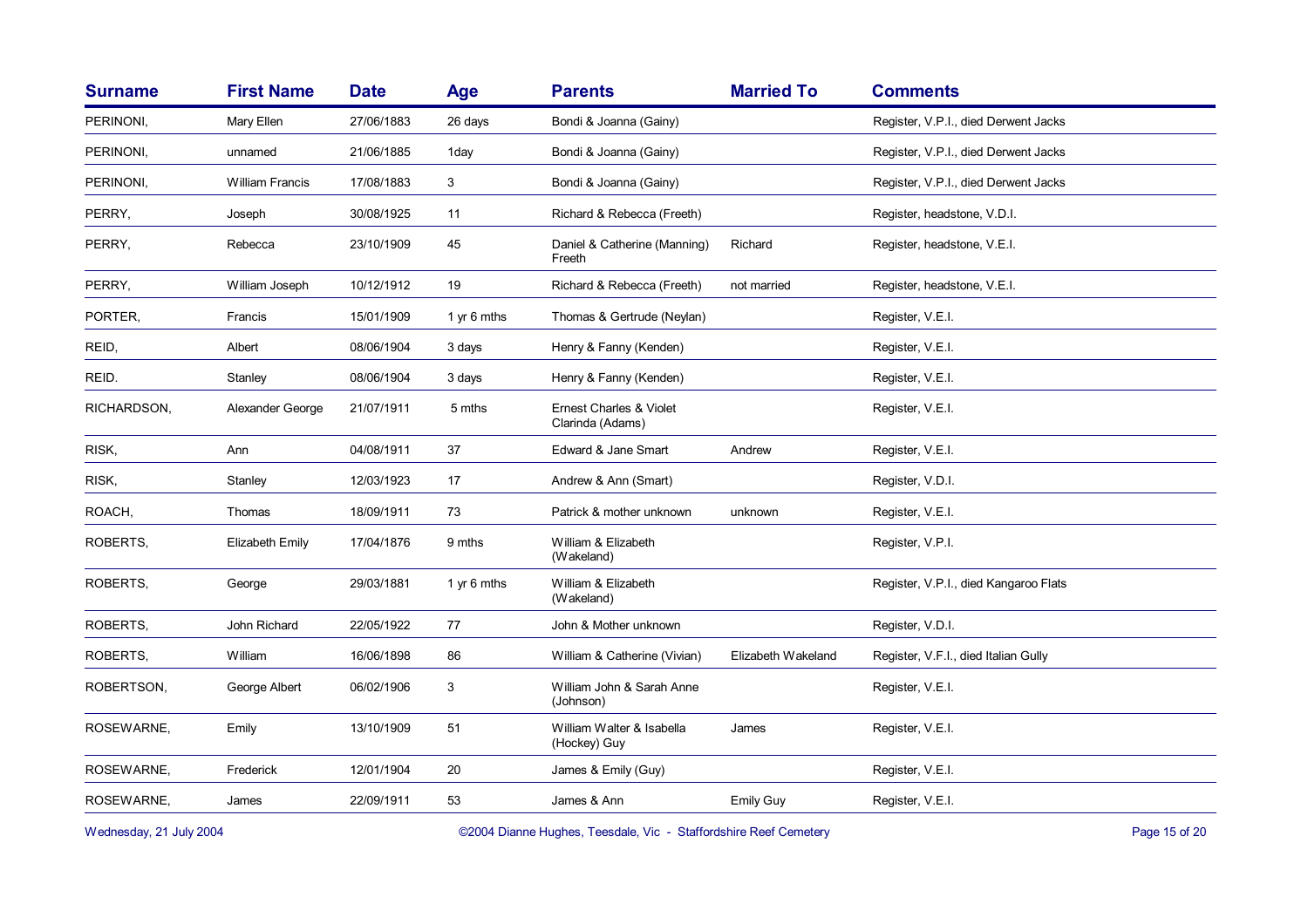| Surname | First Name | Date | Age | Parents | Married To | Comments |
|---|---|---|---|---|---|---|
| PERINONI, | Mary Ellen | 27/06/1883 | 26 days | Bondi & Joanna (Gainy) | | Register, V.P.I., died Derwent Jacks |
| PERINONI, | unnamed | 21/06/1885 | 1day | Bondi & Joanna (Gainy) | | Register, V.P.I., died Derwent Jacks |
| PERINONI, | William Francis | 17/08/1883 | 3 | Bondi & Joanna (Gainy) | | Register, V.P.I., died Derwent Jacks |
| PERRY, | Joseph | 30/08/1925 | 11 | Richard & Rebecca (Freeth) | | Register, headstone, V.D.I. |
| PERRY, | Rebecca | 23/10/1909 | 45 | Daniel & Catherine (Manning) Freeth | Richard | Register, headstone, V.E.I. |
| PERRY, | William Joseph | 10/12/1912 | 19 | Richard & Rebecca (Freeth) | not married | Register, headstone, V.E.I. |
| PORTER, | Francis | 15/01/1909 | 1 yr 6 mths | Thomas & Gertrude (Neylan) | | Register, V.E.I. |
| REID, | Albert | 08/06/1904 | 3 days | Henry & Fanny (Kenden) | | Register, V.E.I. |
| REID. | Stanley | 08/06/1904 | 3 days | Henry & Fanny (Kenden) | | Register, V.E.I. |
| RICHARDSON, | Alexander George | 21/07/1911 | 5 mths | Ernest Charles & Violet Clarinda (Adams) | | Register, V.E.I. |
| RISK, | Ann | 04/08/1911 | 37 | Edward & Jane Smart | Andrew | Register, V.E.I. |
| RISK, | Stanley | 12/03/1923 | 17 | Andrew & Ann (Smart) | | Register, V.D.I. |
| ROACH, | Thomas | 18/09/1911 | 73 | Patrick & mother unknown | unknown | Register, V.E.I. |
| ROBERTS, | Elizabeth Emily | 17/04/1876 | 9 mths | William & Elizabeth (Wakeland) | | Register, V.P.I. |
| ROBERTS, | George | 29/03/1881 | 1 yr 6 mths | William & Elizabeth (Wakeland) | | Register, V.P.I., died Kangaroo Flats |
| ROBERTS, | John Richard | 22/05/1922 | 77 | John & Mother unknown | | Register, V.D.I. |
| ROBERTS, | William | 16/06/1898 | 86 | William & Catherine (Vivian) | Elizabeth Wakeland | Register, V.F.I., died Italian Gully |
| ROBERTSON, | George Albert | 06/02/1906 | 3 | William John & Sarah Anne (Johnson) | | Register, V.E.I. |
| ROSEWARNE, | Emily | 13/10/1909 | 51 | William Walter & Isabella (Hockey) Guy | James | Register, V.E.I. |
| ROSEWARNE, | Frederick | 12/01/1904 | 20 | James & Emily (Guy) | | Register, V.E.I. |
| ROSEWARNE, | James | 22/09/1911 | 53 | James & Ann | Emily Guy | Register, V.E.I. |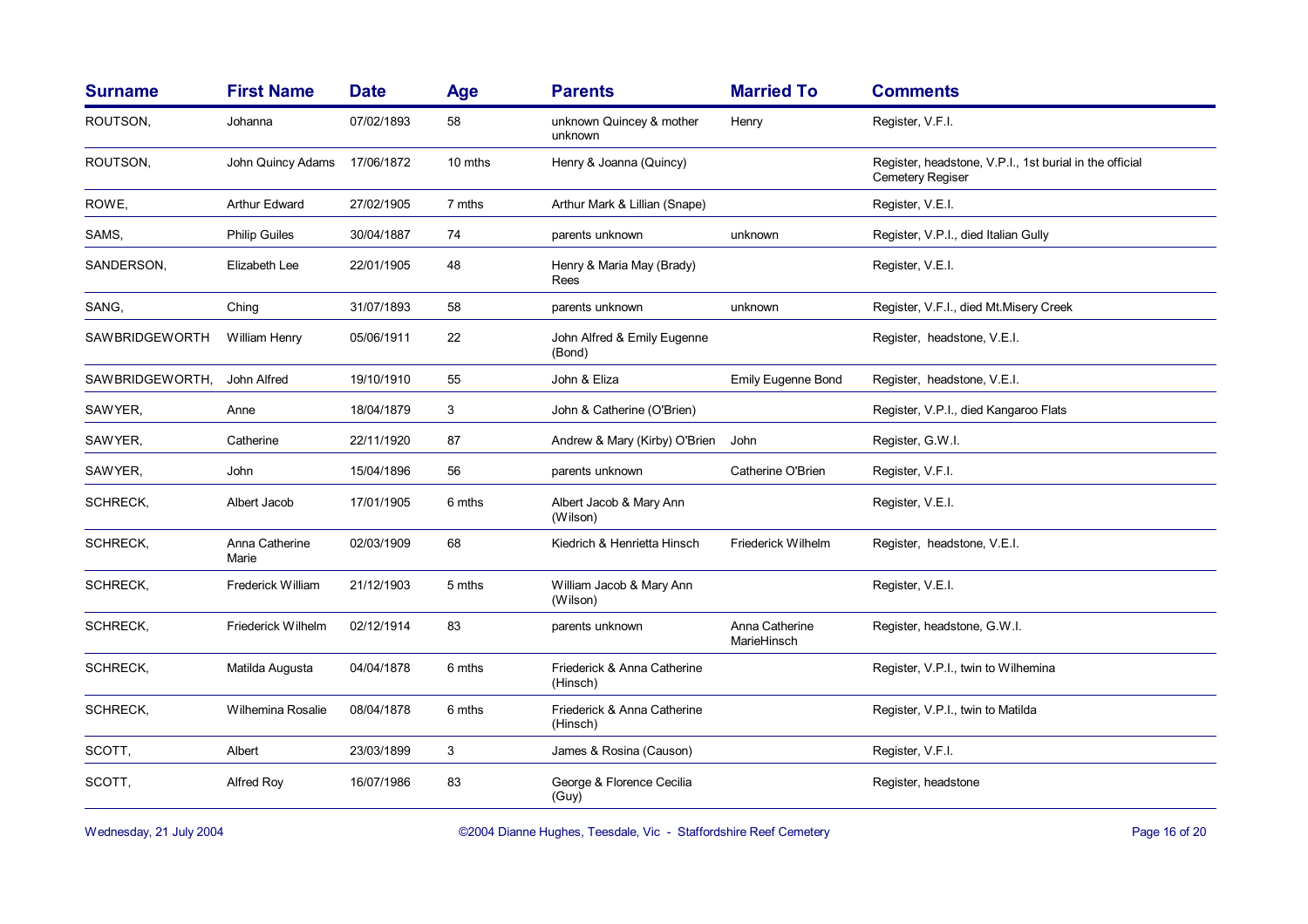| Surname | First Name | Date | Age | Parents | Married To | Comments |
|---|---|---|---|---|---|---|
| ROUTSON, | Johanna | 07/02/1893 | 58 | unknown Quincey & mother unknown | Henry | Register, V.F.I. |
| ROUTSON, | John Quincy Adams | 17/06/1872 | 10 mths | Henry & Joanna (Quincy) | | Register, headstone, V.P.I., 1st burial in the official Cemetery Regiser |
| ROWE, | Arthur Edward | 27/02/1905 | 7 mths | Arthur Mark & Lillian (Snape) | | Register, V.E.I. |
| SAMS, | Philip Guiles | 30/04/1887 | 74 | parents unknown | unknown | Register, V.P.I., died Italian Gully |
| SANDERSON, | Elizabeth Lee | 22/01/1905 | 48 | Henry & Maria May (Brady) Rees | | Register, V.E.I. |
| SANG, | Ching | 31/07/1893 | 58 | parents unknown | unknown | Register, V.F.I., died Mt.Misery Creek |
| SAWBRIDGEWORTH | William Henry | 05/06/1911 | 22 | John Alfred & Emily Eugenne (Bond) | | Register, headstone, V.E.I. |
| SAWBRIDGEWORTH, | John Alfred | 19/10/1910 | 55 | John & Eliza | Emily Eugenne Bond | Register, headstone, V.E.I. |
| SAWYER, | Anne | 18/04/1879 | 3 | John & Catherine (O'Brien) | | Register, V.P.I., died Kangaroo Flats |
| SAWYER, | Catherine | 22/11/1920 | 87 | Andrew & Mary (Kirby) O'Brien | John | Register, G.W.I. |
| SAWYER, | John | 15/04/1896 | 56 | parents unknown | Catherine O'Brien | Register, V.F.I. |
| SCHRECK, | Albert Jacob | 17/01/1905 | 6 mths | Albert Jacob & Mary Ann (Wilson) | | Register, V.E.I. |
| SCHRECK, | Anna Catherine Marie | 02/03/1909 | 68 | Kiedrich & Henrietta Hinsch | Friederick Wilhelm | Register, headstone, V.E.I. |
| SCHRECK, | Frederick William | 21/12/1903 | 5 mths | William Jacob & Mary Ann (Wilson) | | Register, V.E.I. |
| SCHRECK, | Friederick Wilhelm | 02/12/1914 | 83 | parents unknown | Anna Catherine MarieHinsch | Register, headstone, G.W.I. |
| SCHRECK, | Matilda Augusta | 04/04/1878 | 6 mths | Friederick & Anna Catherine (Hinsch) | | Register, V.P.I., twin to Wilhemina |
| SCHRECK, | Wilhemina Rosalie | 08/04/1878 | 6 mths | Friederick & Anna Catherine (Hinsch) | | Register, V.P.I., twin to Matilda |
| SCOTT, | Albert | 23/03/1899 | 3 | James & Rosina (Causon) | | Register, V.F.I. |
| SCOTT, | Alfred Roy | 16/07/1986 | 83 | George & Florence Cecilia (Guy) | | Register, headstone |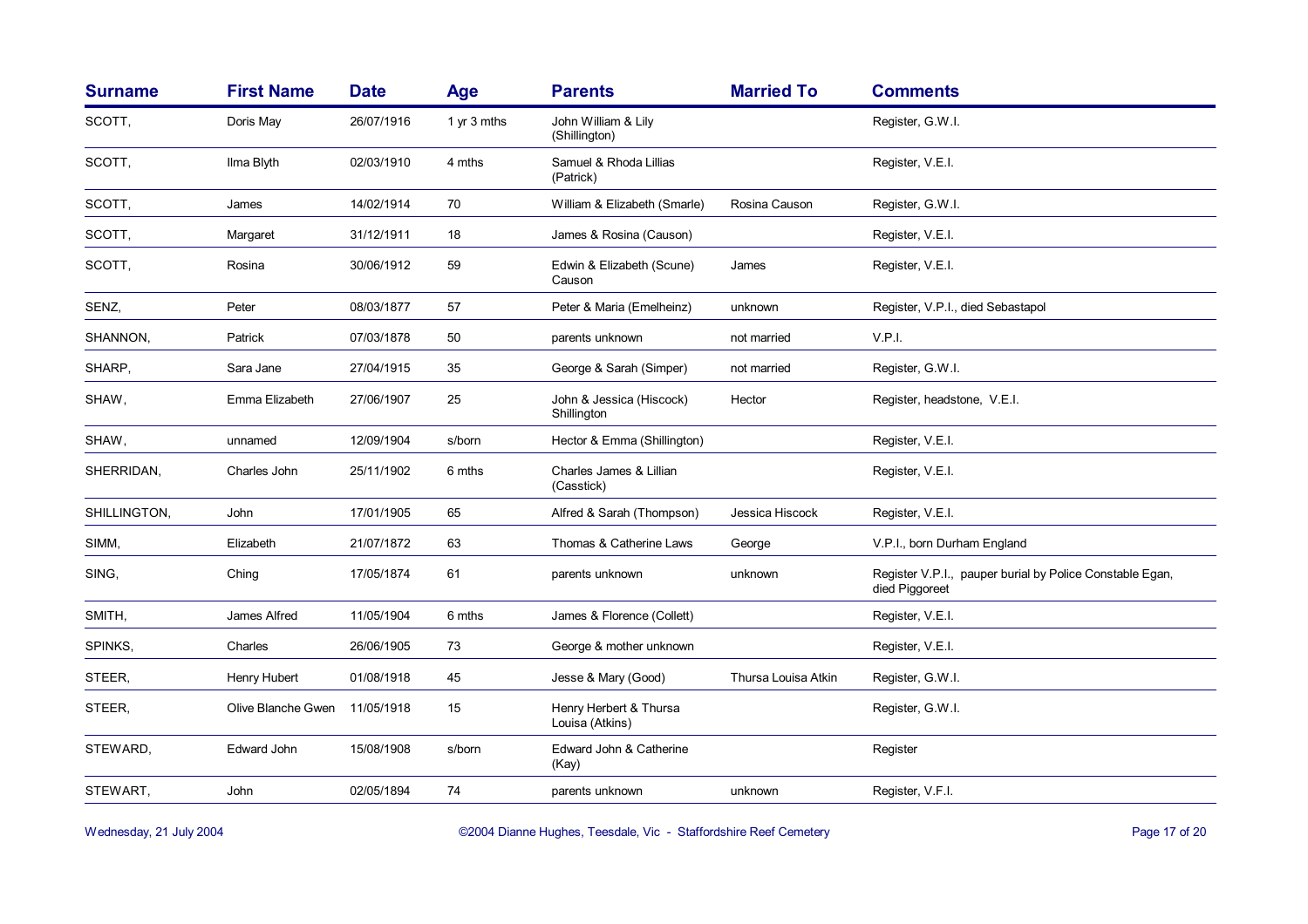| Surname | First Name | Date | Age | Parents | Married To | Comments |
|---|---|---|---|---|---|---|
| SCOTT, | Doris May | 26/07/1916 | 1 yr 3 mths | John William & Lily (Shillington) | | Register, G.W.I. |
| SCOTT, | Ilma Blyth | 02/03/1910 | 4 mths | Samuel & Rhoda Lillias (Patrick) | | Register, V.E.I. |
| SCOTT, | James | 14/02/1914 | 70 | William & Elizabeth (Smarle) | Rosina Causon | Register, G.W.I. |
| SCOTT, | Margaret | 31/12/1911 | 18 | James & Rosina (Causon) | | Register, V.E.I. |
| SCOTT, | Rosina | 30/06/1912 | 59 | Edwin & Elizabeth (Scune) Causon | James | Register, V.E.I. |
| SENZ, | Peter | 08/03/1877 | 57 | Peter & Maria (Emelheinz) | unknown | Register, V.P.I., died Sebastapol |
| SHANNON, | Patrick | 07/03/1878 | 50 | parents unknown | not married | V.P.I. |
| SHARP, | Sara Jane | 27/04/1915 | 35 | George & Sarah (Simper) | not married | Register, G.W.I. |
| SHAW, | Emma Elizabeth | 27/06/1907 | 25 | John & Jessica (Hiscock) Shillington | Hector | Register, headstone, V.E.I. |
| SHAW, | unnamed | 12/09/1904 | s/born | Hector & Emma (Shillington) | | Register, V.E.I. |
| SHERRIDAN, | Charles John | 25/11/1902 | 6 mths | Charles James & Lillian (Casstick) | | Register, V.E.I. |
| SHILLINGTON, | John | 17/01/1905 | 65 | Alfred & Sarah (Thompson) | Jessica Hiscock | Register, V.E.I. |
| SIMM, | Elizabeth | 21/07/1872 | 63 | Thomas & Catherine Laws | George | V.P.I., born Durham England |
| SING, | Ching | 17/05/1874 | 61 | parents unknown | unknown | Register V.P.I., pauper burial by Police Constable Egan, died Piggoreet |
| SMITH, | James Alfred | 11/05/1904 | 6 mths | James & Florence (Collett) | | Register, V.E.I. |
| SPINKS, | Charles | 26/06/1905 | 73 | George & mother unknown | | Register, V.E.I. |
| STEER, | Henry Hubert | 01/08/1918 | 45 | Jesse & Mary (Good) | Thursa Louisa Atkin | Register, G.W.I. |
| STEER, | Olive Blanche Gwen | 11/05/1918 | 15 | Henry Herbert & Thursa Louisa (Atkins) | | Register, G.W.I. |
| STEWARD, | Edward John | 15/08/1908 | s/born | Edward John & Catherine (Kay) | | Register |
| STEWART, | John | 02/05/1894 | 74 | parents unknown | unknown | Register, V.F.I. |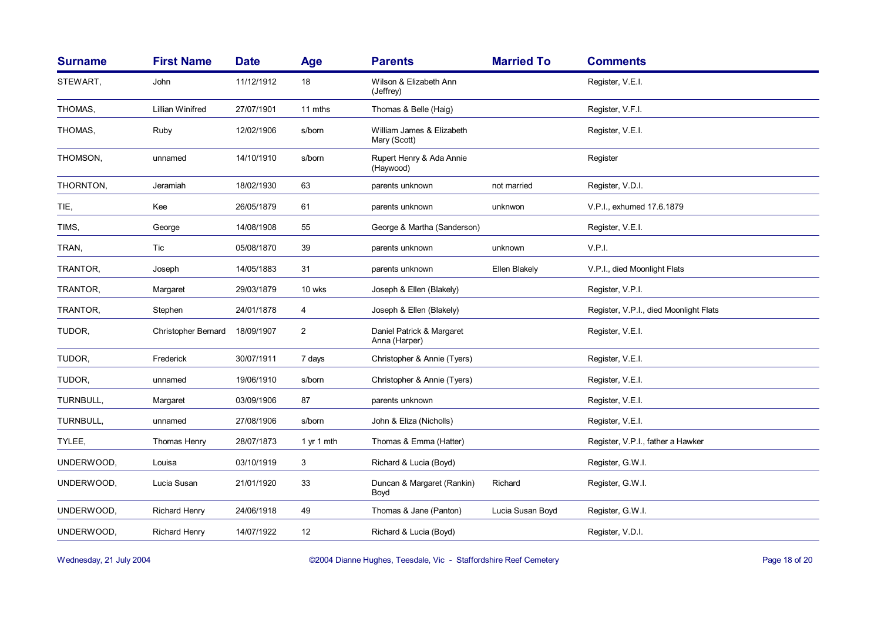| Surname | First Name | Date | Age | Parents | Married To | Comments |
|---|---|---|---|---|---|---|
| STEWART, | John | 11/12/1912 | 18 | Wilson & Elizabeth Ann (Jeffrey) | | Register, V.E.I. |
| THOMAS, | Lillian Winifred | 27/07/1901 | 11 mths | Thomas & Belle (Haig) | | Register, V.F.I. |
| THOMAS, | Ruby | 12/02/1906 | s/born | William James & Elizabeth Mary (Scott) | | Register, V.E.I. |
| THOMSON, | unnamed | 14/10/1910 | s/born | Rupert Henry & Ada Annie (Haywood) | | Register |
| THORNTON, | Jeramiah | 18/02/1930 | 63 | parents unknown | not married | Register, V.D.I. |
| TIE, | Kee | 26/05/1879 | 61 | parents unknown | unknwon | V.P.I., exhumed 17.6.1879 |
| TIMS, | George | 14/08/1908 | 55 | George & Martha (Sanderson) | | Register, V.E.I. |
| TRAN, | Tic | 05/08/1870 | 39 | parents unknown | unknown | V.P.I. |
| TRANTOR, | Joseph | 14/05/1883 | 31 | parents unknown | Ellen Blakely | V.P.I., died Moonlight Flats |
| TRANTOR, | Margaret | 29/03/1879 | 10 wks | Joseph & Ellen (Blakely) | | Register, V.P.I. |
| TRANTOR, | Stephen | 24/01/1878 | 4 | Joseph & Ellen (Blakely) | | Register, V.P.I., died Moonlight Flats |
| TUDOR, | Christopher Bernard | 18/09/1907 | 2 | Daniel Patrick & Margaret Anna (Harper) | | Register, V.E.I. |
| TUDOR, | Frederick | 30/07/1911 | 7 days | Christopher & Annie (Tyers) | | Register, V.E.I. |
| TUDOR, | unnamed | 19/06/1910 | s/born | Christopher & Annie (Tyers) | | Register, V.E.I. |
| TURNBULL, | Margaret | 03/09/1906 | 87 | parents unknown | | Register, V.E.I. |
| TURNBULL, | unnamed | 27/08/1906 | s/born | John & Eliza (Nicholls) | | Register, V.E.I. |
| TYLEE, | Thomas Henry | 28/07/1873 | 1 yr 1 mth | Thomas & Emma (Hatter) | | Register, V.P.I., father a Hawker |
| UNDERWOOD, | Louisa | 03/10/1919 | 3 | Richard & Lucia (Boyd) | | Register, G.W.I. |
| UNDERWOOD, | Lucia Susan | 21/01/1920 | 33 | Duncan & Margaret (Rankin) Boyd | Richard | Register, G.W.I. |
| UNDERWOOD, | Richard Henry | 24/06/1918 | 49 | Thomas & Jane (Panton) | Lucia Susan Boyd | Register, G.W.I. |
| UNDERWOOD, | Richard Henry | 14/07/1922 | 12 | Richard & Lucia (Boyd) | | Register, V.D.I. |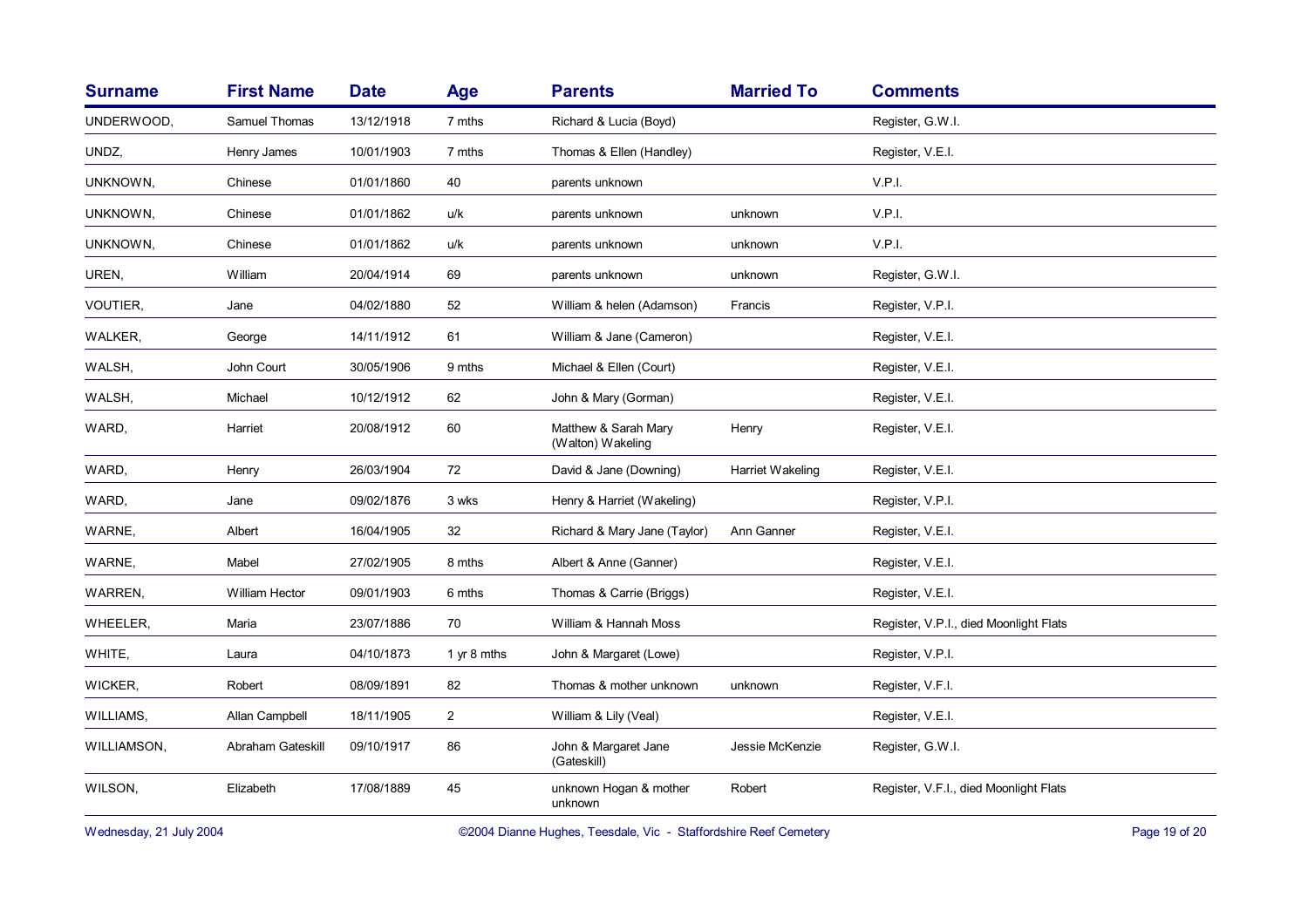| Surname | First Name | Date | Age | Parents | Married To | Comments |
|---|---|---|---|---|---|---|
| UNDERWOOD, | Samuel Thomas | 13/12/1918 | 7 mths | Richard & Lucia (Boyd) | | Register, G.W.I. |
| UNDZ, | Henry James | 10/01/1903 | 7 mths | Thomas & Ellen (Handley) | | Register, V.E.I. |
| UNKNOWN, | Chinese | 01/01/1860 | 40 | parents unknown | | V.P.I. |
| UNKNOWN, | Chinese | 01/01/1862 | u/k | parents unknown | unknown | V.P.I. |
| UNKNOWN, | Chinese | 01/01/1862 | u/k | parents unknown | unknown | V.P.I. |
| UREN, | William | 20/04/1914 | 69 | parents unknown | unknown | Register, G.W.I. |
| VOUTIER, | Jane | 04/02/1880 | 52 | William & helen (Adamson) | Francis | Register, V.P.I. |
| WALKER, | George | 14/11/1912 | 61 | William & Jane (Cameron) | | Register, V.E.I. |
| WALSH, | John Court | 30/05/1906 | 9 mths | Michael & Ellen (Court) | | Register, V.E.I. |
| WALSH, | Michael | 10/12/1912 | 62 | John & Mary (Gorman) | | Register, V.E.I. |
| WARD, | Harriet | 20/08/1912 | 60 | Matthew & Sarah Mary (Walton) Wakeling | Henry | Register, V.E.I. |
| WARD, | Henry | 26/03/1904 | 72 | David & Jane (Downing) | Harriet Wakeling | Register, V.E.I. |
| WARD, | Jane | 09/02/1876 | 3 wks | Henry & Harriet (Wakeling) | | Register, V.P.I. |
| WARNE, | Albert | 16/04/1905 | 32 | Richard & Mary Jane (Taylor) | Ann Ganner | Register, V.E.I. |
| WARNE, | Mabel | 27/02/1905 | 8 mths | Albert & Anne (Ganner) | | Register, V.E.I. |
| WARREN, | William Hector | 09/01/1903 | 6 mths | Thomas & Carrie (Briggs) | | Register, V.E.I. |
| WHEELER, | Maria | 23/07/1886 | 70 | William & Hannah Moss | | Register, V.P.I., died Moonlight Flats |
| WHITE, | Laura | 04/10/1873 | 1 yr 8 mths | John & Margaret (Lowe) | | Register, V.P.I. |
| WICKER, | Robert | 08/09/1891 | 82 | Thomas & mother unknown | unknown | Register, V.F.I. |
| WILLIAMS, | Allan Campbell | 18/11/1905 | 2 | William & Lily (Veal) | | Register, V.E.I. |
| WILLIAMSON, | Abraham Gateskill | 09/10/1917 | 86 | John & Margaret Jane (Gateskill) | Jessie McKenzie | Register, G.W.I. |
| WILSON, | Elizabeth | 17/08/1889 | 45 | unknown Hogan & mother unknown | Robert | Register, V.F.I., died Moonlight Flats |

Wednesday, 21 July 2004 ©2004 Dianne Hughes, Teesdale, Vic - Staffordshire Reef Cemetery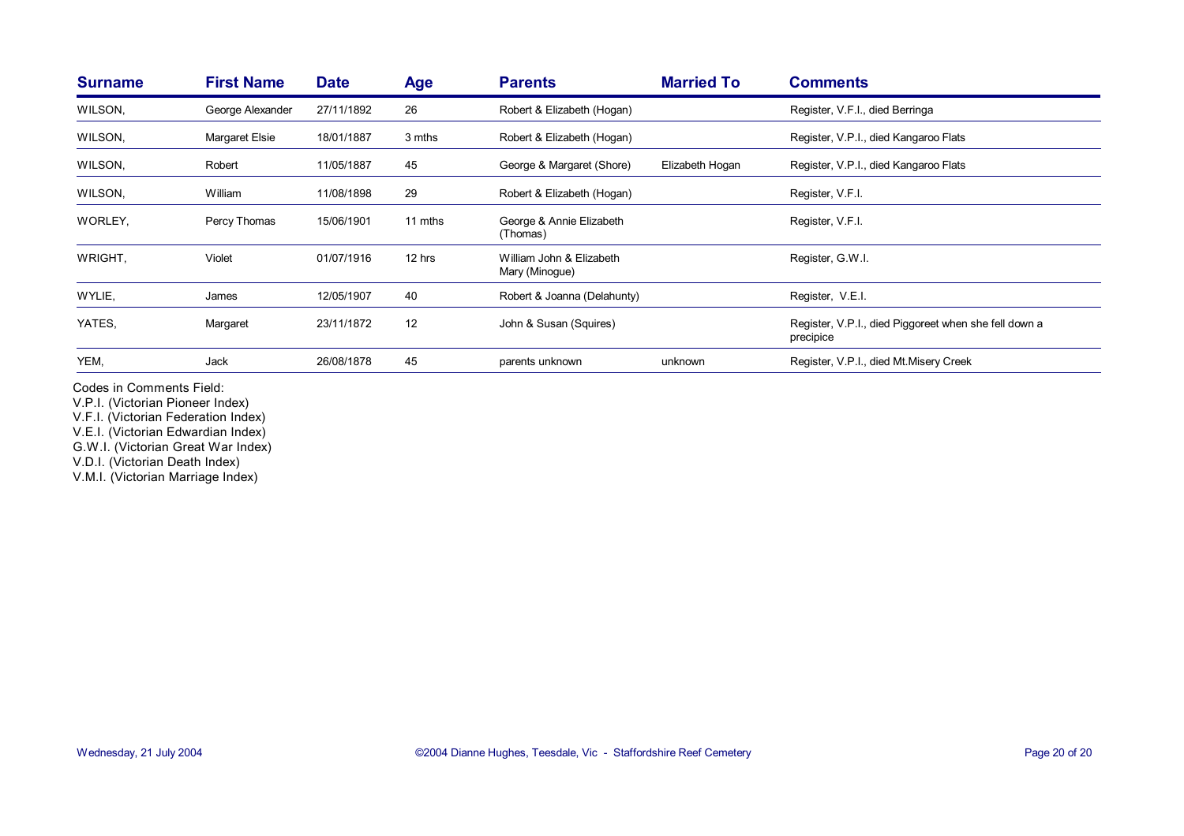| Surname | First Name | Date | Age | Parents | Married To | Comments |
|---|---|---|---|---|---|---|
| WILSON, | George Alexander | 27/11/1892 | 26 | Robert & Elizabeth (Hogan) | | Register, V.F.I., died Berringa |
| WILSON, | Margaret Elsie | 18/01/1887 | 3 mths | Robert & Elizabeth (Hogan) | | Register, V.P.I., died Kangaroo Flats |
| WILSON, | Robert | 11/05/1887 | 45 | George & Margaret (Shore) | Elizabeth Hogan | Register, V.P.I., died Kangaroo Flats |
| WILSON, | William | 11/08/1898 | 29 | Robert & Elizabeth (Hogan) | | Register, V.F.I. |
| WORLEY, | Percy Thomas | 15/06/1901 | 11 mths | George & Annie Elizabeth (Thomas) | | Register, V.F.I. |
| WRIGHT, | Violet | 01/07/1916 | 12 hrs | William John & Elizabeth Mary (Minogue) | | Register, G.W.I. |
| WYLIE, | James | 12/05/1907 | 40 | Robert & Joanna (Delahunty) | | Register, V.E.I. |
| YATES, | Margaret | 23/11/1872 | 12 | John & Susan (Squires) | | Register, V.P.I., died Piggoreet when she fell down a precipice |
| YEM, | Jack | 26/08/1878 | 45 | parents unknown | unknown | Register, V.P.I., died Mt.Misery Creek |

Codes in Comments Field:
V.P.I. (Victorian Pioneer Index)
V.F.I. (Victorian Federation Index)
V.E.I. (Victorian Edwardian Index)
G.W.I. (Victorian Great War Index)
V.D.I. (Victorian Death Index)
V.M.I. (Victorian Marriage Index)